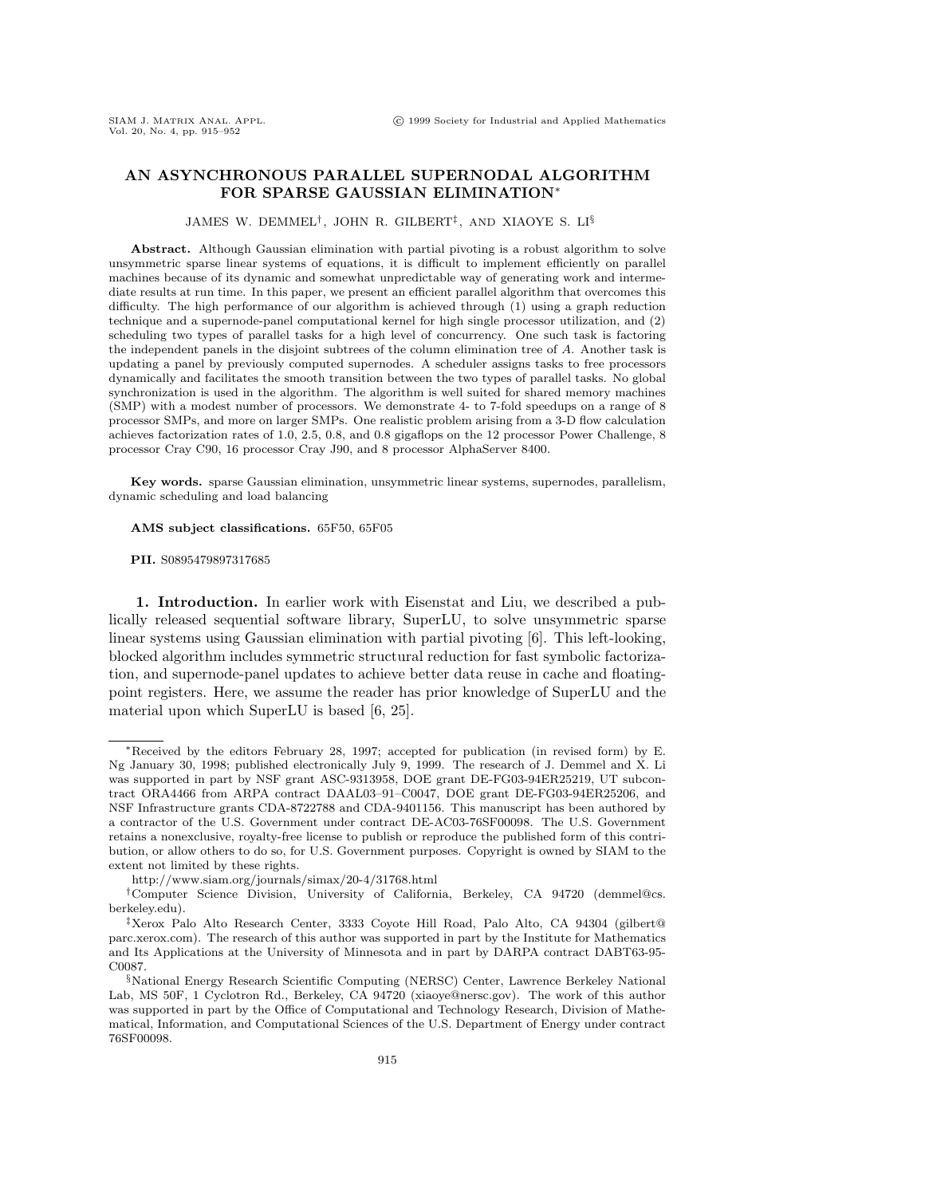# AN ASYNCHRONOUS PARALLEL SUPERNODAL ALGORITHM FOR SPARSE GAUSSIAN ELIMINATION*

JAMES W. DEMMEL†, JOHN R. GILBERT‡, AND XIAOYE S. LI§

**Abstract.** Although Gaussian elimination with partial pivoting is a robust algorithm to solve unsymmetric sparse linear systems of equations, it is difficult to implement efficiently on parallel machines because of its dynamic and somewhat unpredictable way of generating work and intermediate results at run time. In this paper, we present an efficient parallel algorithm that overcomes this difficulty. The high performance of our algorithm is achieved through (1) using a graph reduction technique and a supernode-panel computational kernel for high single processor utilization, and (2) scheduling two types of parallel tasks for a high level of concurrency. One such task is factoring the independent panels in the disjoint subtrees of the column elimination tree of $A$. Another task is updating a panel by previously computed supernodes. A scheduler assigns tasks to free processors dynamically and facilitates the smooth transition between the two types of parallel tasks. No global synchronization is used in the algorithm. The algorithm is well suited for shared memory machines (SMP) with a modest number of processors. We demonstrate 4- to 7-fold speedups on a range of 8 processor SMPs, and more on larger SMPs. One realistic problem arising from a 3-D flow calculation achieves factorization rates of 1.0, 2.5, 0.8, and 0.8 gigaflops on the 12 processor Power Challenge, 8 processor Cray C90, 16 processor Cray J90, and 8 processor AlphaServer 8400.

**Key words.** sparse Gaussian elimination, unsymmetric linear systems, supernodes, parallelism, dynamic scheduling and load balancing

**AMS subject classifications.** 65F50, 65F05

**PII.** S0895479897317685

## 1. Introduction.

In earlier work with Eisenstat and Liu, we described a publically released sequential software library, SuperLU, to solve unsymmetric sparse linear systems using Gaussian elimination with partial pivoting [6]. This left-looking, blocked algorithm includes symmetric structural reduction for fast symbolic factorization, and supernode-panel updates to achieve better data reuse in cache and floating-point registers. Here, we assume the reader has prior knowledge of SuperLU and the material upon which SuperLU is based [6, 25].

---

*Received by the editors February 28, 1997; accepted for publication (in revised form) by E. Ng January 30, 1998; published electronically July 9, 1999. The research of J. Demmel and X. Li was supported in part by NSF grant ASC-9313958, DOE grant DE-FG03-94ER25219, UT subcontract ORA4466 from ARPA contract DAAL03–91–C0047, DOE grant DE-FG03-94ER25206, and NSF Infrastructure grants CDA-8722788 and CDA-9401156. This manuscript has been authored by a contractor of the U.S. Government under contract DE-AC03-76SF00098. The U.S. Government retains a nonexclusive, royalty-free license to publish or reproduce the published form of this contribution, or allow others to do so, for U.S. Government purposes. Copyright is owned by SIAM to the extent not limited by these rights.

http://www.siam.org/journals/simax/20-4/31768.html

†Computer Science Division, University of California, Berkeley, CA 94720 (demmel@cs.berkeley.edu).

‡Xerox Palo Alto Research Center, 3333 Coyote Hill Road, Palo Alto, CA 94304 (gilbert@parc.xerox.com). The research of this author was supported in part by the Institute for Mathematics and Its Applications at the University of Minnesota and in part by DARPA contract DABT63-95-C0087.

§National Energy Research Scientific Computing (NERSC) Center, Lawrence Berkeley National Lab, MS 50F, 1 Cyclotron Rd., Berkeley, CA 94720 (xiaoye@nersc.gov). The work of this author was supported in part by the Office of Computational and Technology Research, Division of Mathematical, Information, and Computational Sciences of the U.S. Department of Energy under contract 76SF00098.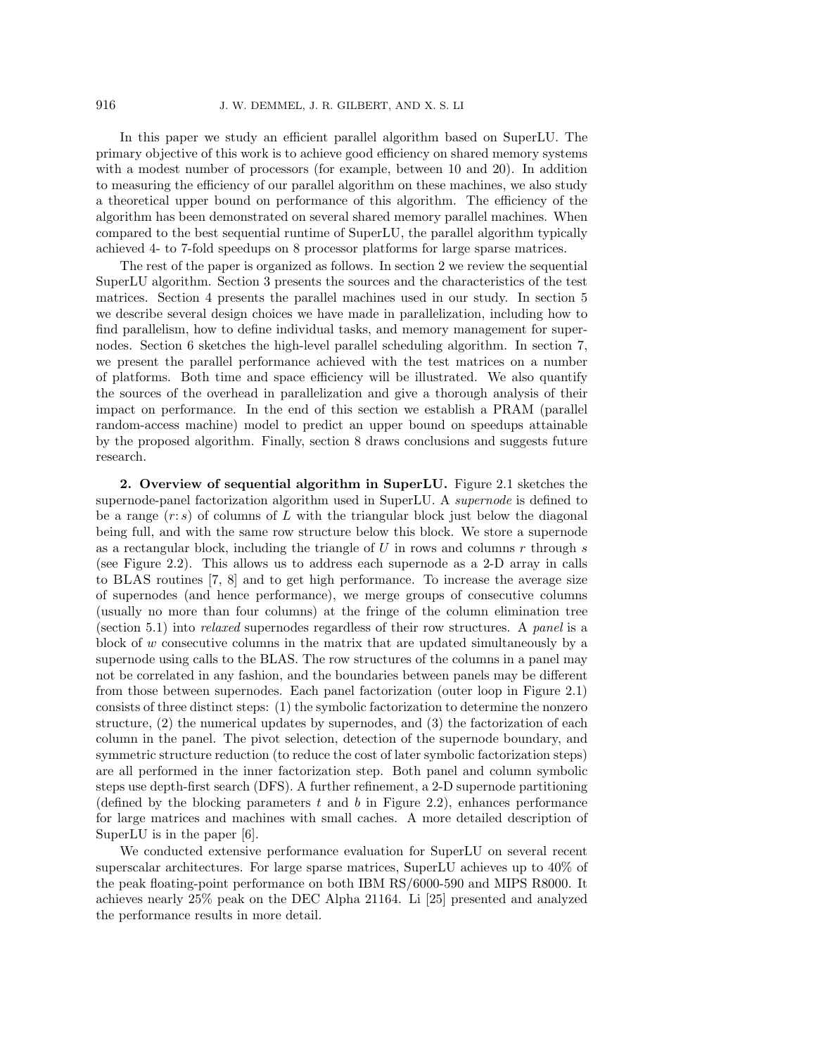In this paper we study an efficient parallel algorithm based on SuperLU. The primary objective of this work is to achieve good efficiency on shared memory systems with a modest number of processors (for example, between 10 and 20). In addition to measuring the efficiency of our parallel algorithm on these machines, we also study a theoretical upper bound on performance of this algorithm. The efficiency of the algorithm has been demonstrated on several shared memory parallel machines. When compared to the best sequential runtime of SuperLU, the parallel algorithm typically achieved 4- to 7-fold speedups on 8 processor platforms for large sparse matrices.

The rest of the paper is organized as follows. In section 2 we review the sequential SuperLU algorithm. Section 3 presents the sources and the characteristics of the test matrices. Section 4 presents the parallel machines used in our study. In section 5 we describe several design choices we have made in parallelization, including how to find parallelism, how to define individual tasks, and memory management for supernodes. Section 6 sketches the high-level parallel scheduling algorithm. In section 7, we present the parallel performance achieved with the test matrices on a number of platforms. Both time and space efficiency will be illustrated. We also quantify the sources of the overhead in parallelization and give a thorough analysis of their impact on performance. In the end of this section we establish a PRAM (parallel random-access machine) model to predict an upper bound on speedups attainable by the proposed algorithm. Finally, section 8 draws conclusions and suggests future research.

## 2. Overview of sequential algorithm in SuperLU.

Figure 2.1 sketches the supernode-panel factorization algorithm used in SuperLU. A *supernode* is defined to be a range $(r\colon s)$ of columns of $L$ with the triangular block just below the diagonal being full, and with the same row structure below this block. We store a supernode as a rectangular block, including the triangle of $U$ in rows and columns $r$ through $s$ (see Figure 2.2). This allows us to address each supernode as a 2-D array in calls to BLAS routines [7, 8] and to get high performance. To increase the average size of supernodes (and hence performance), we merge groups of consecutive columns (usually no more than four columns) at the fringe of the column elimination tree (section 5.1) into *relaxed* supernodes regardless of their row structures. A *panel* is a block of $w$ consecutive columns in the matrix that are updated simultaneously by a supernode using calls to the BLAS. The row structures of the columns in a panel may not be correlated in any fashion, and the boundaries between panels may be different from those between supernodes. Each panel factorization (outer loop in Figure 2.1) consists of three distinct steps: (1) the symbolic factorization to determine the nonzero structure, (2) the numerical updates by supernodes, and (3) the factorization of each column in the panel. The pivot selection, detection of the supernode boundary, and symmetric structure reduction (to reduce the cost of later symbolic factorization steps) are all performed in the inner factorization step. Both panel and column symbolic steps use depth-first search (DFS). A further refinement, a 2-D supernode partitioning (defined by the blocking parameters $t$ and $b$ in Figure 2.2), enhances performance for large matrices and machines with small caches. A more detailed description of SuperLU is in the paper [6].

We conducted extensive performance evaluation for SuperLU on several recent superscalar architectures. For large sparse matrices, SuperLU achieves up to 40% of the peak floating-point performance on both IBM RS/6000-590 and MIPS R8000. It achieves nearly 25% peak on the DEC Alpha 21164. Li [25] presented and analyzed the performance results in more detail.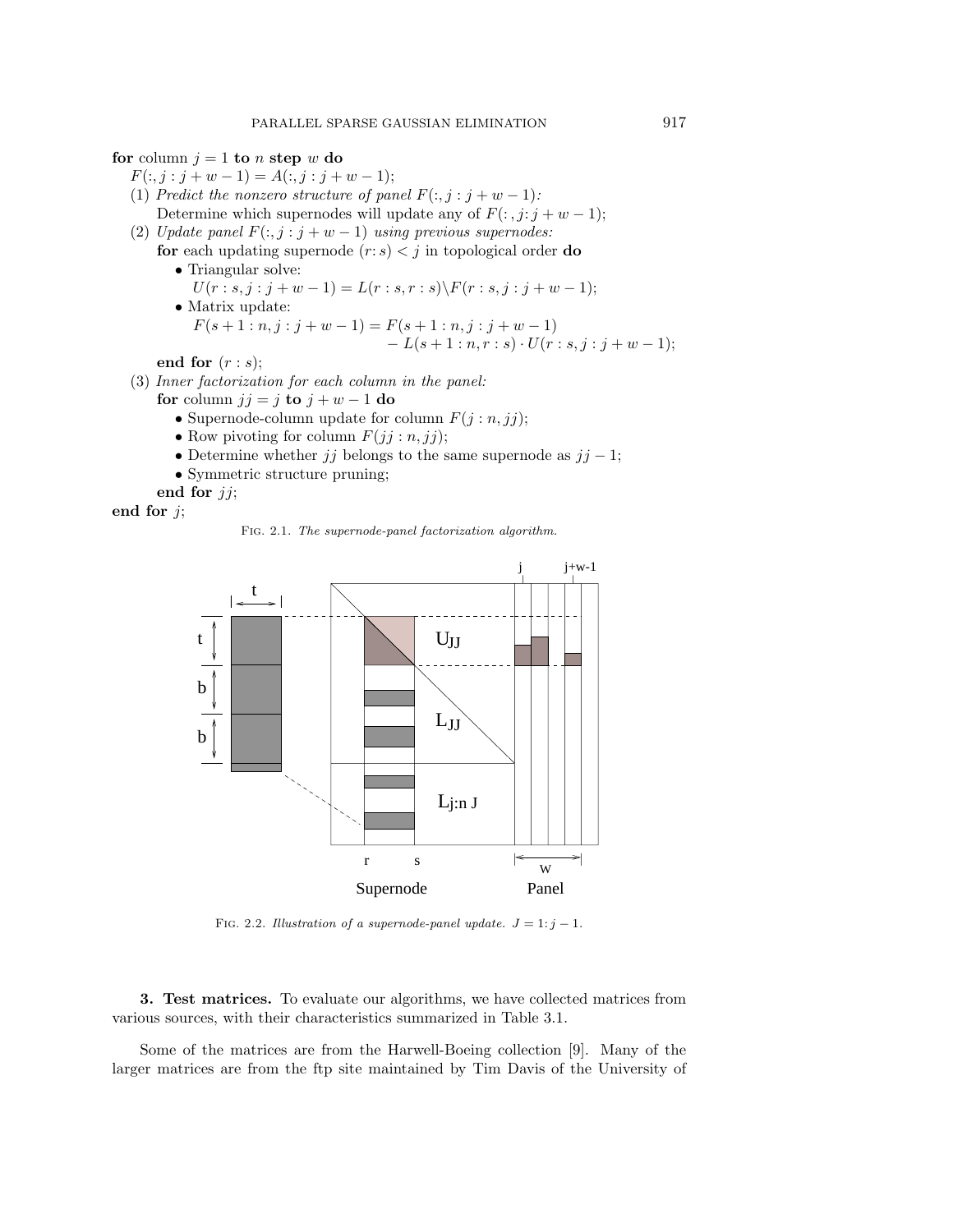**for** column $j = 1$ **to** $n$ **step** $w$ **do**

  $F(:, j : j + w - 1) = A(:, j : j + w - 1)$;

  (1) *Predict the nonzero structure of panel* $F(:, j : j + w - 1)$*:*

    Determine which supernodes will update any of $F(:, j\colon j + w - 1)$;

  (2) *Update panel* $F(:, j : j + w - 1)$ *using previous supernodes:*

    **for** each updating supernode $(r\colon s) < j$ in topological order **do**

      • Triangular solve:

        $U(r : s, j : j + w - 1) = L(r : s, r : s) \backslash F(r : s, j : j + w - 1)$;

      • Matrix update:

        $F(s + 1 : n, j : j + w - 1) = F(s + 1 : n, j : j + w - 1) - L(s + 1 : n, r : s) \cdot U(r : s, j : j + w - 1)$;

    **end for** $(r : s)$;

  (3) *Inner factorization for each column in the panel:*

    **for** column $jj = j$ **to** $j + w - 1$ **do**

      • Supernode-column update for column $F(j : n, jj)$;

      • Row pivoting for column $F(jj : n, jj)$;

      • Determine whether $jj$ belongs to the same supernode as $jj - 1$;

      • Symmetric structure pruning;

    **end for** $jj$;

**end for** $j$;

FIG. 2.1. *The supernode-panel factorization algorithm.*

FIG. 2.2. *Illustration of a supernode-panel update.* $J = 1\colon j - 1$.

**3. Test matrices.** To evaluate our algorithms, we have collected matrices from various sources, with their characteristics summarized in Table 3.1.

Some of the matrices are from the Harwell-Boeing collection [9]. Many of the larger matrices are from the ftp site maintained by Tim Davis of the University of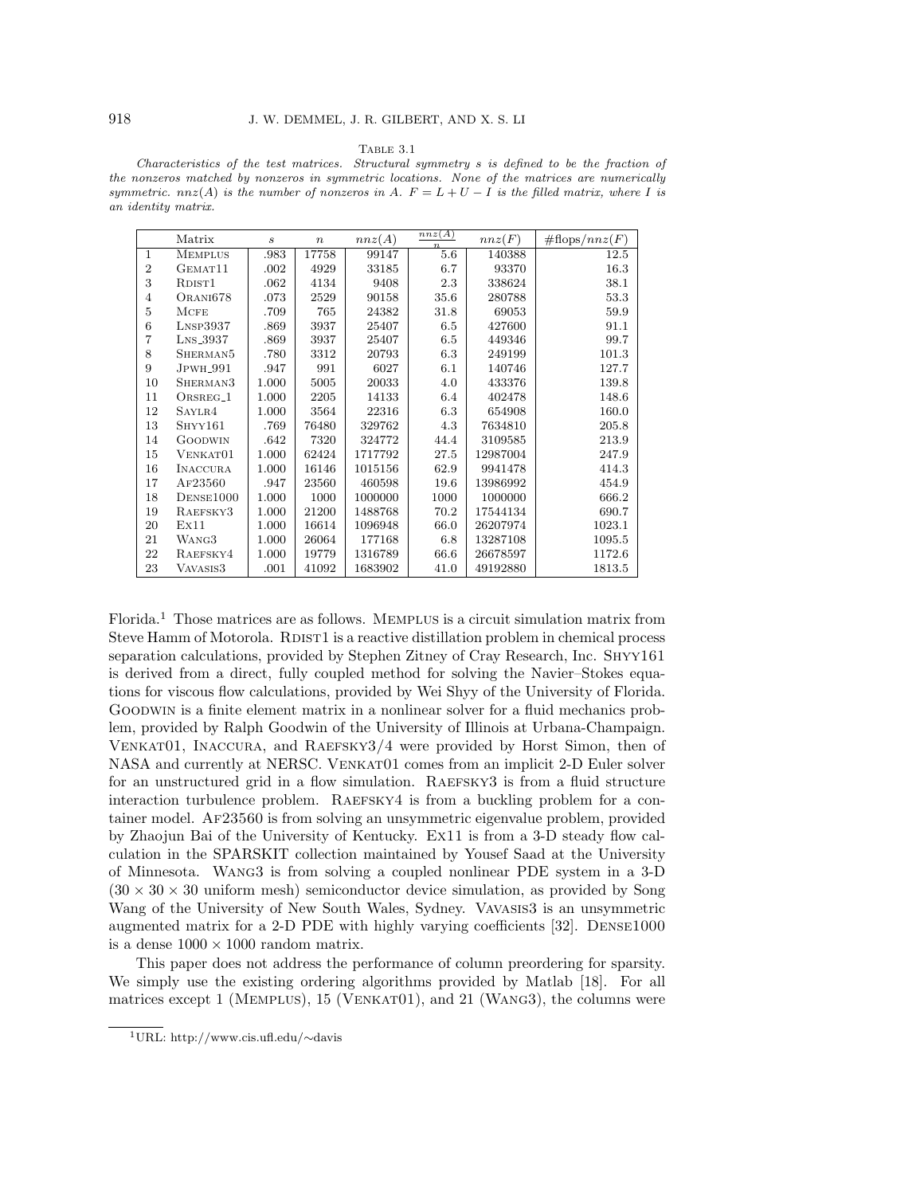Table 3.1

*Characteristics of the test matrices. Structural symmetry $s$ is defined to be the fraction of the nonzeros matched by nonzeros in symmetric locations. None of the matrices are numerically symmetric. $nnz(A)$ is the number of nonzeros in $A$. $F = L + U - I$ is the filled matrix, where $I$ is an identity matrix.*

| | Matrix | $s$ | $n$ | $nnz(A)$ | $\frac{nnz(A)}{n}$ | $nnz(F)$ | #flops/$nnz(F)$ |
|---|---|---|---|---|---|---|---|
| 1 | Memplus | .983 | 17758 | 99147 | 5.6 | 140388 | 12.5 |
| 2 | Gemat11 | .002 | 4929 | 33185 | 6.7 | 93370 | 16.3 |
| 3 | Rdist1 | .062 | 4134 | 9408 | 2.3 | 338624 | 38.1 |
| 4 | Orani678 | .073 | 2529 | 90158 | 35.6 | 280788 | 53.3 |
| 5 | Mcfe | .709 | 765 | 24382 | 31.8 | 69053 | 59.9 |
| 6 | Lnsp3937 | .869 | 3937 | 25407 | 6.5 | 427600 | 91.1 |
| 7 | Lns_3937 | .869 | 3937 | 25407 | 6.5 | 449346 | 99.7 |
| 8 | Sherman5 | .780 | 3312 | 20793 | 6.3 | 249199 | 101.3 |
| 9 | Jpwh_991 | .947 | 991 | 6027 | 6.1 | 140746 | 127.7 |
| 10 | Sherman3 | 1.000 | 5005 | 20033 | 4.0 | 433376 | 139.8 |
| 11 | Orsreg_1 | 1.000 | 2205 | 14133 | 6.4 | 402478 | 148.6 |
| 12 | Saylr4 | 1.000 | 3564 | 22316 | 6.3 | 654908 | 160.0 |
| 13 | Shyy161 | .769 | 76480 | 329762 | 4.3 | 7634810 | 205.8 |
| 14 | Goodwin | .642 | 7320 | 324772 | 44.4 | 3109585 | 213.9 |
| 15 | Venkat01 | 1.000 | 62424 | 1717792 | 27.5 | 12987004 | 247.9 |
| 16 | Inaccura | 1.000 | 16146 | 1015156 | 62.9 | 9941478 | 414.3 |
| 17 | Af23560 | .947 | 23560 | 460598 | 19.6 | 13986992 | 454.9 |
| 18 | Dense1000 | 1.000 | 1000 | 1000000 | 1000 | 1000000 | 666.2 |
| 19 | Raefsky3 | 1.000 | 21200 | 1488768 | 70.2 | 17544134 | 690.7 |
| 20 | Ex11 | 1.000 | 16614 | 1096948 | 66.0 | 26207974 | 1023.1 |
| 21 | Wang3 | 1.000 | 26064 | 177168 | 6.8 | 13287108 | 1095.5 |
| 22 | Raefsky4 | 1.000 | 19779 | 1316789 | 66.6 | 26678597 | 1172.6 |
| 23 | Vavasis3 | .001 | 41092 | 1683902 | 41.0 | 49192880 | 1813.5 |

Florida.[1] Those matrices are as follows. Memplus is a circuit simulation matrix from Steve Hamm of Motorola. Rdist1 is a reactive distillation problem in chemical process separation calculations, provided by Stephen Zitney of Cray Research, Inc. Shyy161 is derived from a direct, fully coupled method for solving the Navier–Stokes equations for viscous flow calculations, provided by Wei Shyy of the University of Florida. Goodwin is a finite element matrix in a nonlinear solver for a fluid mechanics problem, provided by Ralph Goodwin of the University of Illinois at Urbana-Champaign. Venkat01, Inaccura, and Raefsky3/4 were provided by Horst Simon, then of NASA and currently at NERSC. Venkat01 comes from an implicit 2-D Euler solver for an unstructured grid in a flow simulation. Raefsky3 is from a fluid structure interaction turbulence problem. Raefsky4 is from a buckling problem for a container model. Af23560 is from solving an unsymmetric eigenvalue problem, provided by Zhaojun Bai of the University of Kentucky. Ex11 is from a 3-D steady flow calculation in the SPARSKIT collection maintained by Yousef Saad at the University of Minnesota. Wang3 is from solving a coupled nonlinear PDE system in a 3-D ($30 \times 30 \times 30$ uniform mesh) semiconductor device simulation, as provided by Song Wang of the University of New South Wales, Sydney. Vavasis3 is an unsymmetric augmented matrix for a 2-D PDE with highly varying coefficients [32]. Dense1000 is a dense $1000 \times 1000$ random matrix.

This paper does not address the performance of column preordering for sparsity. We simply use the existing ordering algorithms provided by Matlab [18]. For all matrices except 1 (Memplus), 15 (Venkat01), and 21 (Wang3), the columns were

[1] URL: http://www.cis.ufl.edu/~davis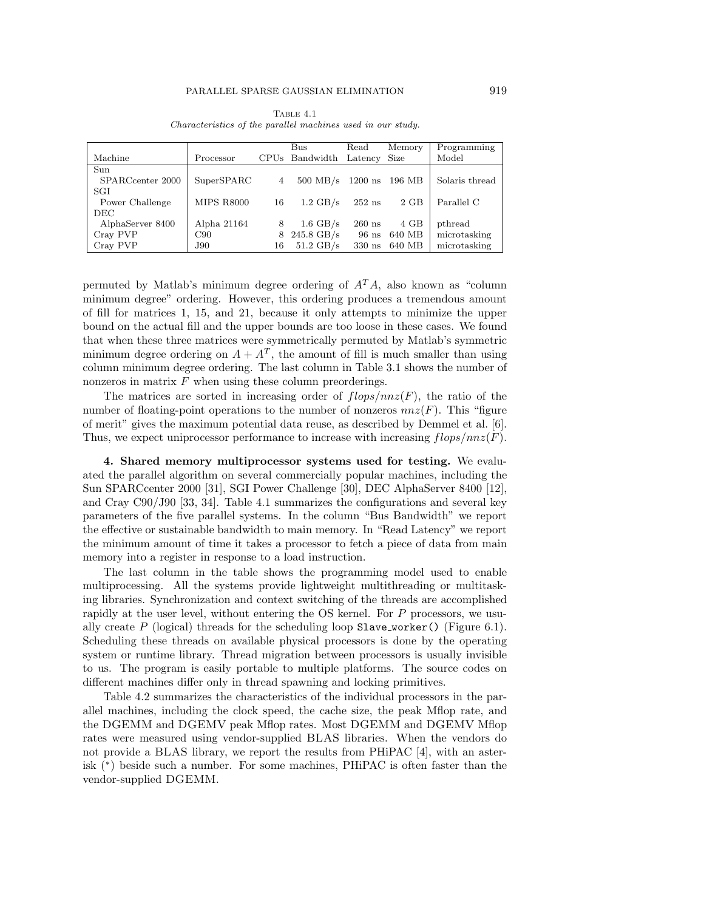Table 4.1
*Characteristics of the parallel machines used in our study.*

| Machine | Processor | CPUs | Bus Bandwidth | Read Latency | Memory Size | Programming Model |
|---|---|---|---|---|---|---|
| Sun SPARCcenter 2000 | SuperSPARC | 4 | 500 MB/s | 1200 ns | 196 MB | Solaris thread |
| SGI Power Challenge | MIPS R8000 | 16 | 1.2 GB/s | 252 ns | 2 GB | Parallel C |
| DEC AlphaServer 8400 | Alpha 21164 | 8 | 1.6 GB/s | 260 ns | 4 GB | pthread |
| Cray PVP | C90 | 8 | 245.8 GB/s | 96 ns | 640 MB | microtasking |
| Cray PVP | J90 | 16 | 51.2 GB/s | 330 ns | 640 MB | microtasking |

permuted by Matlab's minimum degree ordering of $A^TA$, also known as "column minimum degree" ordering. However, this ordering produces a tremendous amount of fill for matrices 1, 15, and 21, because it only attempts to minimize the upper bound on the actual fill and the upper bounds are too loose in these cases. We found that when these three matrices were symmetrically permuted by Matlab's symmetric minimum degree ordering on $A + A^T$, the amount of fill is much smaller than using column minimum degree ordering. The last column in Table 3.1 shows the number of nonzeros in matrix $F$ when using these column preorderings.

The matrices are sorted in increasing order of $flops/nnz(F)$, the ratio of the number of floating-point operations to the number of nonzeros $nnz(F)$. This "figure of merit" gives the maximum potential data reuse, as described by Demmel et al. [6]. Thus, we expect uniprocessor performance to increase with increasing $flops/nnz(F)$.

**4. Shared memory multiprocessor systems used for testing.** We evaluated the parallel algorithm on several commercially popular machines, including the Sun SPARCcenter 2000 [31], SGI Power Challenge [30], DEC AlphaServer 8400 [12], and Cray C90/J90 [33, 34]. Table 4.1 summarizes the configurations and several key parameters of the five parallel systems. In the column "Bus Bandwidth" we report the effective or sustainable bandwidth to main memory. In "Read Latency" we report the minimum amount of time it takes a processor to fetch a piece of data from main memory into a register in response to a load instruction.

The last column in the table shows the programming model used to enable multiprocessing. All the systems provide lightweight multithreading or multitasking libraries. Synchronization and context switching of the threads are accomplished rapidly at the user level, without entering the OS kernel. For $P$ processors, we usually create $P$ (logical) threads for the scheduling loop `Slave_worker()` (Figure 6.1). Scheduling these threads on available physical processors is done by the operating system or runtime library. Thread migration between processors is usually invisible to us. The program is easily portable to multiple platforms. The source codes on different machines differ only in thread spawning and locking primitives.

Table 4.2 summarizes the characteristics of the individual processors in the parallel machines, including the clock speed, the cache size, the peak Mflop rate, and the DGEMM and DGEMV peak Mflop rates. Most DGEMM and DGEMV Mflop rates were measured using vendor-supplied BLAS libraries. When the vendors do not provide a BLAS library, we report the results from PHiPAC [4], with an asterisk (*) beside such a number. For some machines, PHiPAC is often faster than the vendor-supplied DGEMM.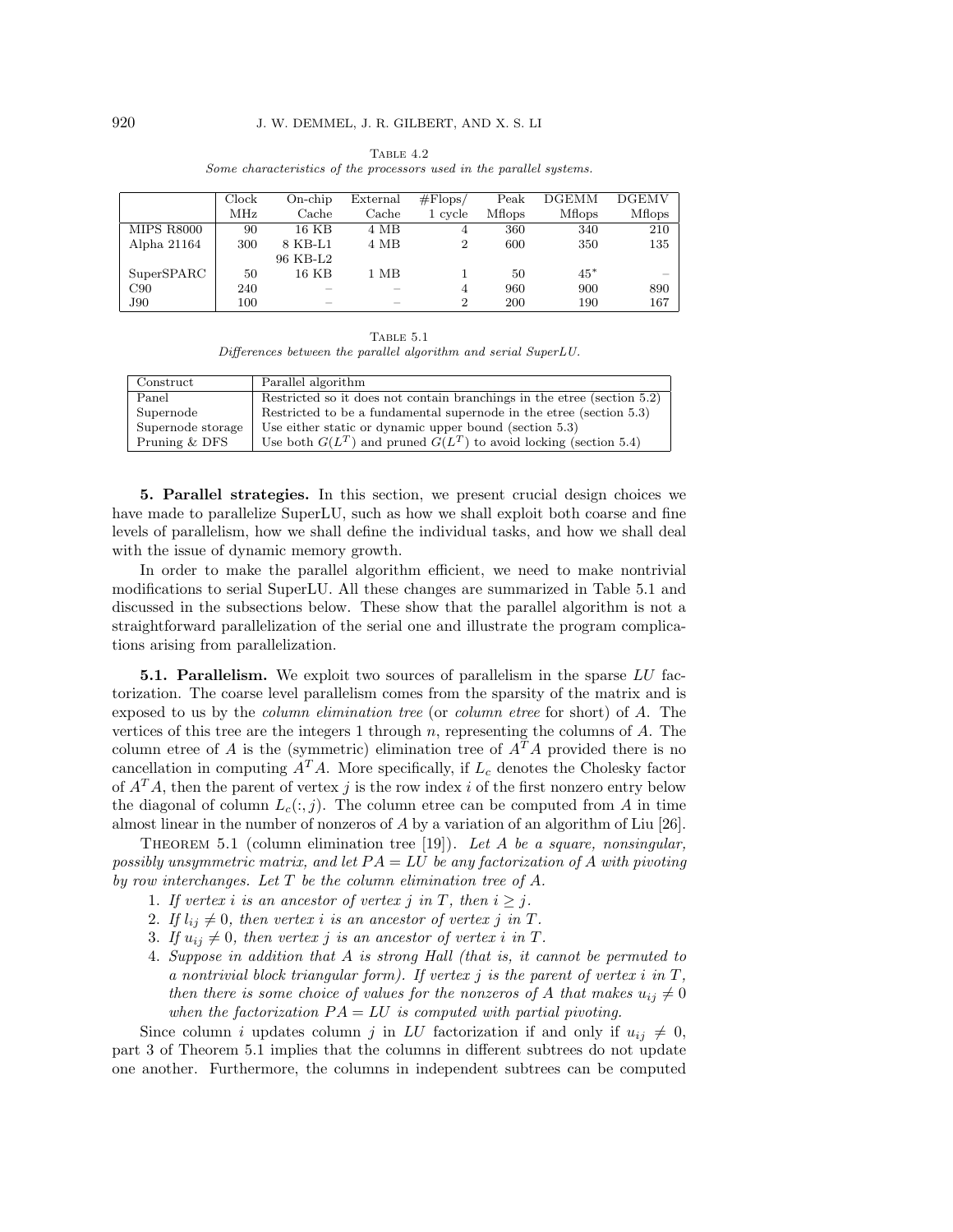Table 4.2
*Some characteristics of the processors used in the parallel systems.*

| | Clock MHz | On-chip Cache | External Cache | #Flops/ 1 cycle | Peak Mflops | DGEMM Mflops | DGEMV Mflops |
|---|---|---|---|---|---|---|---|
| MIPS R8000 | 90 | 16 KB | 4 MB | 4 | 360 | 340 | 210 |
| Alpha 21164 | 300 | 8 KB-L1 96 KB-L2 | 4 MB | 2 | 600 | 350 | 135 |
| SuperSPARC | 50 | 16 KB | 1 MB | 1 | 50 | 45* | – |
| C90 | 240 | – | – | 4 | 960 | 900 | 890 |
| J90 | 100 | – | – | 2 | 200 | 190 | 167 |

Table 5.1
*Differences between the parallel algorithm and serial SuperLU.*

| Construct | Parallel algorithm |
|---|---|
| Panel | Restricted so it does not contain branchings in the etree (section 5.2) |
| Supernode | Restricted to be a fundamental supernode in the etree (section 5.3) |
| Supernode storage | Use either static or dynamic upper bound (section 5.3) |
| Pruning & DFS | Use both $G(L^T)$ and pruned $G(L^T)$ to avoid locking (section 5.4) |

**5. Parallel strategies.** In this section, we present crucial design choices we have made to parallelize SuperLU, such as how we shall exploit both coarse and fine levels of parallelism, how we shall define the individual tasks, and how we shall deal with the issue of dynamic memory growth.

In order to make the parallel algorithm efficient, we need to make nontrivial modifications to serial SuperLU. All these changes are summarized in Table 5.1 and discussed in the subsections below. These show that the parallel algorithm is not a straightforward parallelization of the serial one and illustrate the program complications arising from parallelization.

**5.1. Parallelism.** We exploit two sources of parallelism in the sparse $LU$ factorization. The coarse level parallelism comes from the sparsity of the matrix and is exposed to us by the *column elimination tree* (or *column etree* for short) of $A$. The vertices of this tree are the integers 1 through $n$, representing the columns of $A$. The column etree of $A$ is the (symmetric) elimination tree of $A^TA$ provided there is no cancellation in computing $A^TA$. More specifically, if $L_c$ denotes the Cholesky factor of $A^TA$, then the parent of vertex $j$ is the row index $i$ of the first nonzero entry below the diagonal of column $L_c(:,j)$. The column etree can be computed from $A$ in time almost linear in the number of nonzeros of $A$ by a variation of an algorithm of Liu [26].

Theorem 5.1 (column elimination tree [19]). *Let $A$ be a square, nonsingular, possibly unsymmetric matrix, and let $PA = LU$ be any factorization of $A$ with pivoting by row interchanges. Let $T$ be the column elimination tree of $A$.*

1. *If vertex $i$ is an ancestor of vertex $j$ in $T$, then $i \geq j$.*
2. *If $l_{ij} \neq 0$, then vertex $i$ is an ancestor of vertex $j$ in $T$.*
3. *If $u_{ij} \neq 0$, then vertex $j$ is an ancestor of vertex $i$ in $T$.*
4. *Suppose in addition that $A$ is strong Hall (that is, it cannot be permuted to a nontrivial block triangular form). If vertex $j$ is the parent of vertex $i$ in $T$, then there is some choice of values for the nonzeros of $A$ that makes $u_{ij} \neq 0$ when the factorization $PA = LU$ is computed with partial pivoting.*

Since column $i$ updates column $j$ in $LU$ factorization if and only if $u_{ij} \neq 0$, part 3 of Theorem 5.1 implies that the columns in different subtrees do not update one another. Furthermore, the columns in independent subtrees can be computed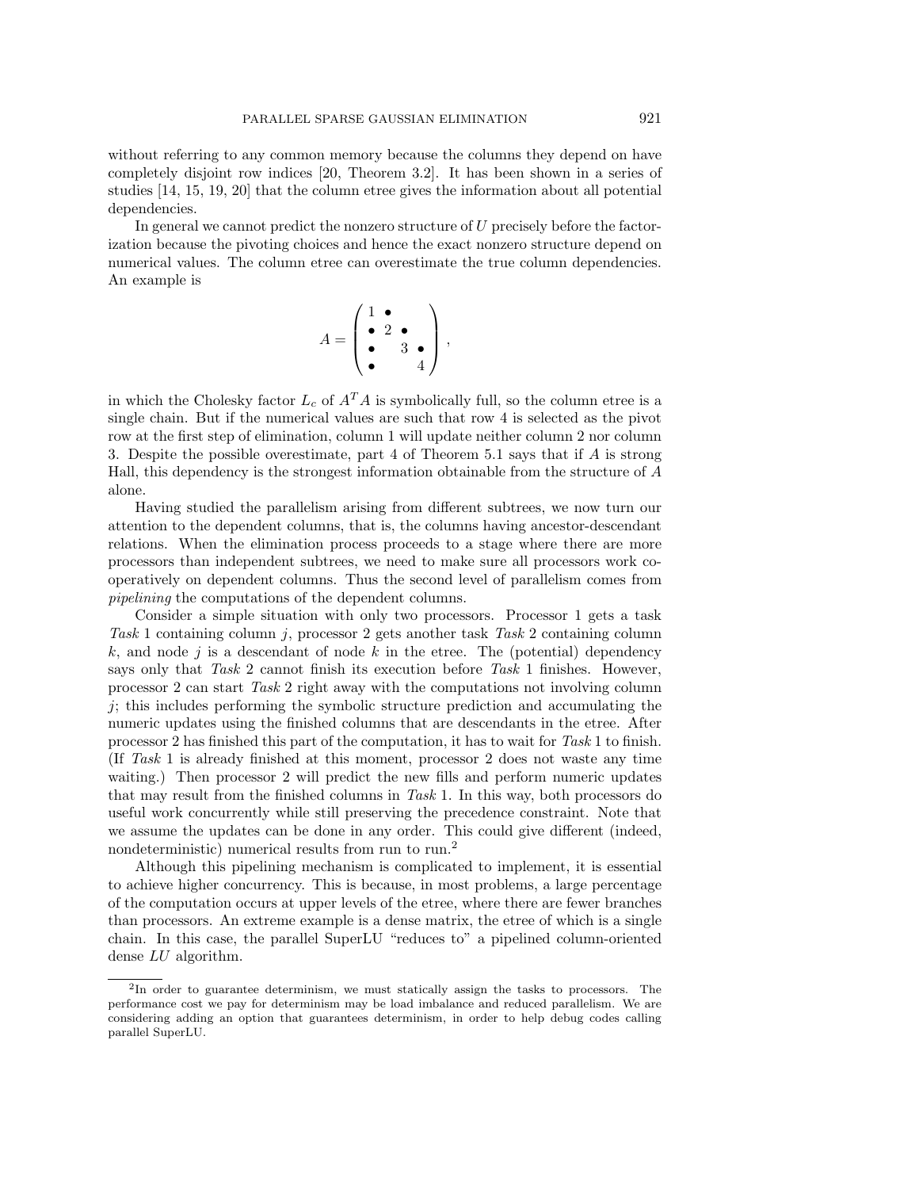without referring to any common memory because the columns they depend on have completely disjoint row indices [20, Theorem 3.2]. It has been shown in a series of studies [14, 15, 19, 20] that the column etree gives the information about all potential dependencies.

In general we cannot predict the nonzero structure of $U$ precisely before the factorization because the pivoting choices and hence the exact nonzero structure depend on numerical values. The column etree can overestimate the true column dependencies. An example is

$$A = \begin{pmatrix} 1 & \bullet & & \\ \bullet & 2 & \bullet & \\ \bullet & & 3 & \bullet \\ \bullet & & & 4 \end{pmatrix},$$

in which the Cholesky factor $L_c$ of $A^T A$ is symbolically full, so the column etree is a single chain. But if the numerical values are such that row 4 is selected as the pivot row at the first step of elimination, column 1 will update neither column 2 nor column 3. Despite the possible overestimate, part 4 of Theorem 5.1 says that if $A$ is strong Hall, this dependency is the strongest information obtainable from the structure of $A$ alone.

Having studied the parallelism arising from different subtrees, we now turn our attention to the dependent columns, that is, the columns having ancestor-descendant relations. When the elimination process proceeds to a stage where there are more processors than independent subtrees, we need to make sure all processors work cooperatively on dependent columns. Thus the second level of parallelism comes from *pipelining* the computations of the dependent columns.

Consider a simple situation with only two processors. Processor 1 gets a task *Task* 1 containing column $j$, processor 2 gets another task *Task* 2 containing column $k$, and node $j$ is a descendant of node $k$ in the etree. The (potential) dependency says only that *Task* 2 cannot finish its execution before *Task* 1 finishes. However, processor 2 can start *Task* 2 right away with the computations not involving column $j$; this includes performing the symbolic structure prediction and accumulating the numeric updates using the finished columns that are descendants in the etree. After processor 2 has finished this part of the computation, it has to wait for *Task* 1 to finish. (If *Task* 1 is already finished at this moment, processor 2 does not waste any time waiting.) Then processor 2 will predict the new fills and perform numeric updates that may result from the finished columns in *Task* 1. In this way, both processors do useful work concurrently while still preserving the precedence constraint. Note that we assume the updates can be done in any order. This could give different (indeed, nondeterministic) numerical results from run to run.[2]

Although this pipelining mechanism is complicated to implement, it is essential to achieve higher concurrency. This is because, in most problems, a large percentage of the computation occurs at upper levels of the etree, where there are fewer branches than processors. An extreme example is a dense matrix, the etree of which is a single chain. In this case, the parallel SuperLU "reduces to" a pipelined column-oriented dense $LU$ algorithm.

[2] In order to guarantee determinism, we must statically assign the tasks to processors. The performance cost we pay for determinism may be load imbalance and reduced parallelism. We are considering adding an option that guarantees determinism, in order to help debug codes calling parallel SuperLU.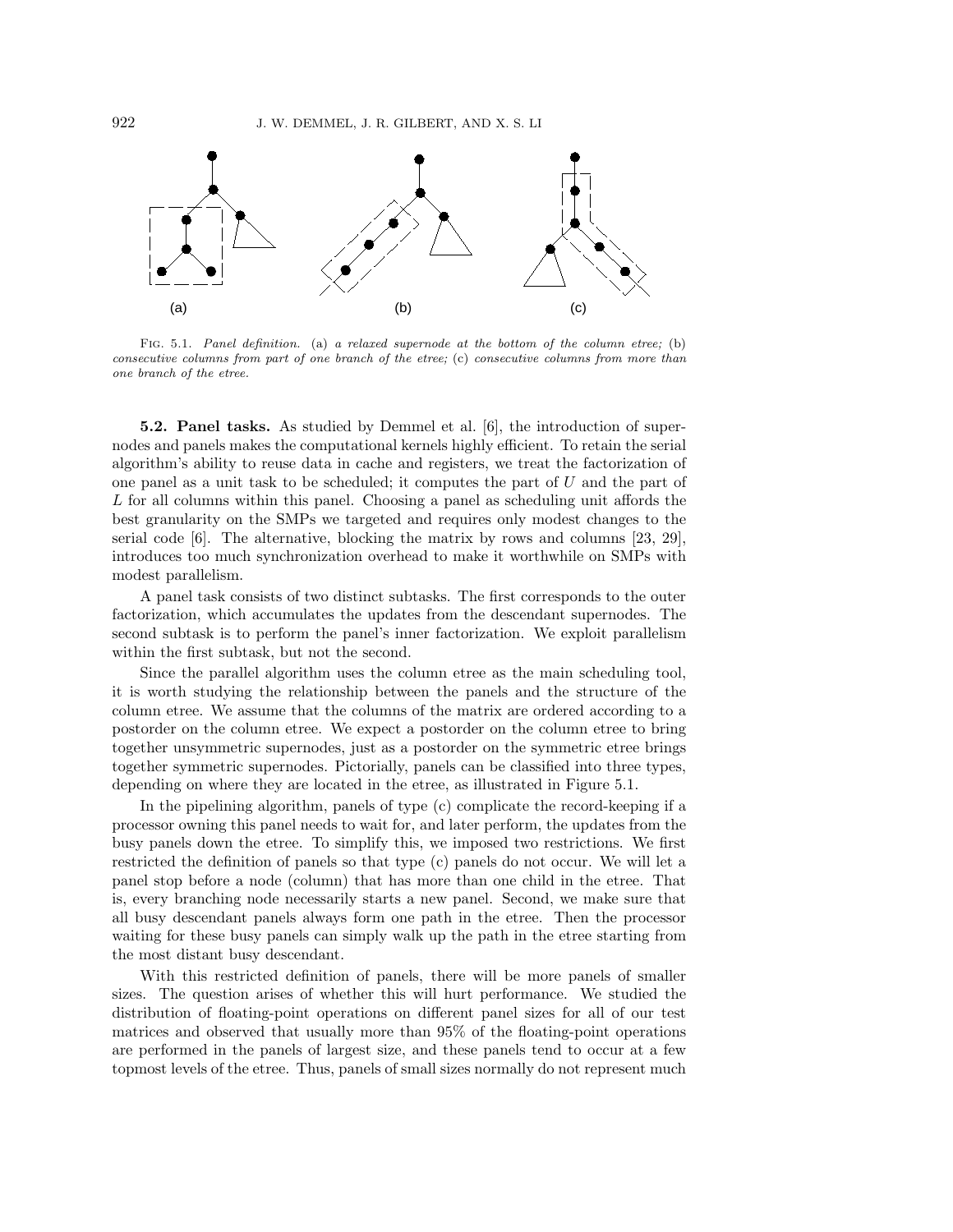Fig. 5.1. *Panel definition.* (a) *a relaxed supernode at the bottom of the column etree;* (b) *consecutive columns from part of one branch of the etree;* (c) *consecutive columns from more than one branch of the etree.*

**5.2. Panel tasks.** As studied by Demmel et al. [6], the introduction of supernodes and panels makes the computational kernels highly efficient. To retain the serial algorithm's ability to reuse data in cache and registers, we treat the factorization of one panel as a unit task to be scheduled; it computes the part of $U$ and the part of $L$ for all columns within this panel. Choosing a panel as scheduling unit affords the best granularity on the SMPs we targeted and requires only modest changes to the serial code [6]. The alternative, blocking the matrix by rows and columns [23, 29], introduces too much synchronization overhead to make it worthwhile on SMPs with modest parallelism.

A panel task consists of two distinct subtasks. The first corresponds to the outer factorization, which accumulates the updates from the descendant supernodes. The second subtask is to perform the panel's inner factorization. We exploit parallelism within the first subtask, but not the second.

Since the parallel algorithm uses the column etree as the main scheduling tool, it is worth studying the relationship between the panels and the structure of the column etree. We assume that the columns of the matrix are ordered according to a postorder on the column etree. We expect a postorder on the column etree to bring together unsymmetric supernodes, just as a postorder on the symmetric etree brings together symmetric supernodes. Pictorially, panels can be classified into three types, depending on where they are located in the etree, as illustrated in Figure 5.1.

In the pipelining algorithm, panels of type (c) complicate the record-keeping if a processor owning this panel needs to wait for, and later perform, the updates from the busy panels down the etree. To simplify this, we imposed two restrictions. We first restricted the definition of panels so that type (c) panels do not occur. We will let a panel stop before a node (column) that has more than one child in the etree. That is, every branching node necessarily starts a new panel. Second, we make sure that all busy descendant panels always form one path in the etree. Then the processor waiting for these busy panels can simply walk up the path in the etree starting from the most distant busy descendant.

With this restricted definition of panels, there will be more panels of smaller sizes. The question arises of whether this will hurt performance. We studied the distribution of floating-point operations on different panel sizes for all of our test matrices and observed that usually more than 95% of the floating-point operations are performed in the panels of largest size, and these panels tend to occur at a few topmost levels of the etree. Thus, panels of small sizes normally do not represent much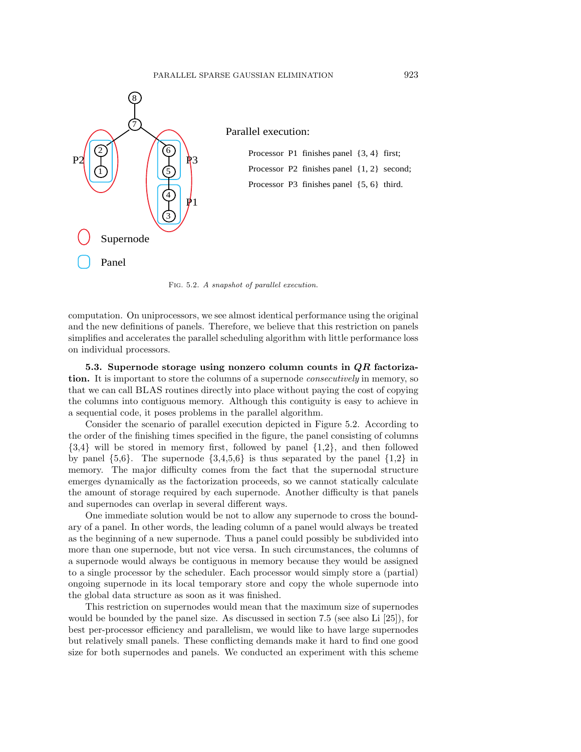Parallel execution:

Processor P1 finishes panel {3, 4} first;

Processor P2 finishes panel {1, 2} second;

Processor P3 finishes panel {5, 6} third.

Fig. 5.2. *A snapshot of parallel execution.*

computation. On uniprocessors, we see almost identical performance using the original and the new definitions of panels. Therefore, we believe that this restriction on panels simplifies and accelerates the parallel scheduling algorithm with little performance loss on individual processors.

**5.3. Supernode storage using nonzero column counts in $QR$ factorization.** It is important to store the columns of a supernode *consecutively* in memory, so that we can call BLAS routines directly into place without paying the cost of copying the columns into contiguous memory. Although this contiguity is easy to achieve in a sequential code, it poses problems in the parallel algorithm.

Consider the scenario of parallel execution depicted in Figure 5.2. According to the order of the finishing times specified in the figure, the panel consisting of columns {3,4} will be stored in memory first, followed by panel {1,2}, and then followed by panel {5,6}. The supernode {3,4,5,6} is thus separated by the panel {1,2} in memory. The major difficulty comes from the fact that the supernodal structure emerges dynamically as the factorization proceeds, so we cannot statically calculate the amount of storage required by each supernode. Another difficulty is that panels and supernodes can overlap in several different ways.

One immediate solution would be not to allow any supernode to cross the boundary of a panel. In other words, the leading column of a panel would always be treated as the beginning of a new supernode. Thus a panel could possibly be subdivided into more than one supernode, but not vice versa. In such circumstances, the columns of a supernode would always be contiguous in memory because they would be assigned to a single processor by the scheduler. Each processor would simply store a (partial) ongoing supernode in its local temporary store and copy the whole supernode into the global data structure as soon as it was finished.

This restriction on supernodes would mean that the maximum size of supernodes would be bounded by the panel size. As discussed in section 7.5 (see also Li [25]), for best per-processor efficiency and parallelism, we would like to have large supernodes but relatively small panels. These conflicting demands make it hard to find one good size for both supernodes and panels. We conducted an experiment with this scheme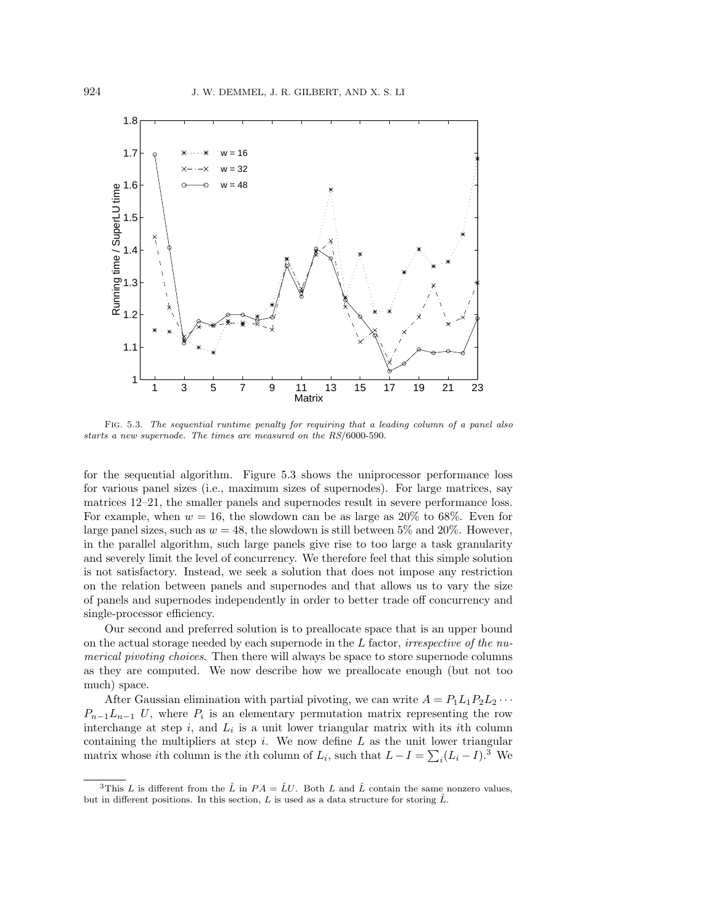Fig. 5.3. *The sequential runtime penalty for requiring that a leading column of a panel also starts a new supernode. The times are measured on the RS/*6000-590.

for the sequential algorithm. Figure 5.3 shows the uniprocessor performance loss for various panel sizes (i.e., maximum sizes of supernodes). For large matrices, say matrices 12–21, the smaller panels and supernodes result in severe performance loss. For example, when $w = 16$, the slowdown can be as large as 20% to 68%. Even for large panel sizes, such as $w = 48$, the slowdown is still between 5% and 20%. However, in the parallel algorithm, such large panels give rise to too large a task granularity and severely limit the level of concurrency. We therefore feel that this simple solution is not satisfactory. Instead, we seek a solution that does not impose any restriction on the relation between panels and supernodes and that allows us to vary the size of panels and supernodes independently in order to better trade off concurrency and single-processor efficiency.

Our second and preferred solution is to preallocate space that is an upper bound on the actual storage needed by each supernode in the $L$ factor, *irrespective of the numerical pivoting choices*. Then there will always be space to store supernode columns as they are computed. We now describe how we preallocate enough (but not too much) space.

After Gaussian elimination with partial pivoting, we can write $A = P_1 L_1 P_2 L_2 \cdots P_{n-1} L_{n-1}\ U$, where $P_i$ is an elementary permutation matrix representing the row interchange at step $i$, and $L_i$ is a unit lower triangular matrix with its $i$th column containing the multipliers at step $i$. We now define $L$ as the unit lower triangular matrix whose $i$th column is the $i$th column of $L_i$, such that $L - I = \sum_i (L_i - I)$.[3] We

[3] This $L$ is different from the $\hat{L}$ in $PA = \hat{L}U$. Both $L$ and $\hat{L}$ contain the same nonzero values, but in different positions. In this section, $L$ is used as a data structure for storing $\hat{L}$.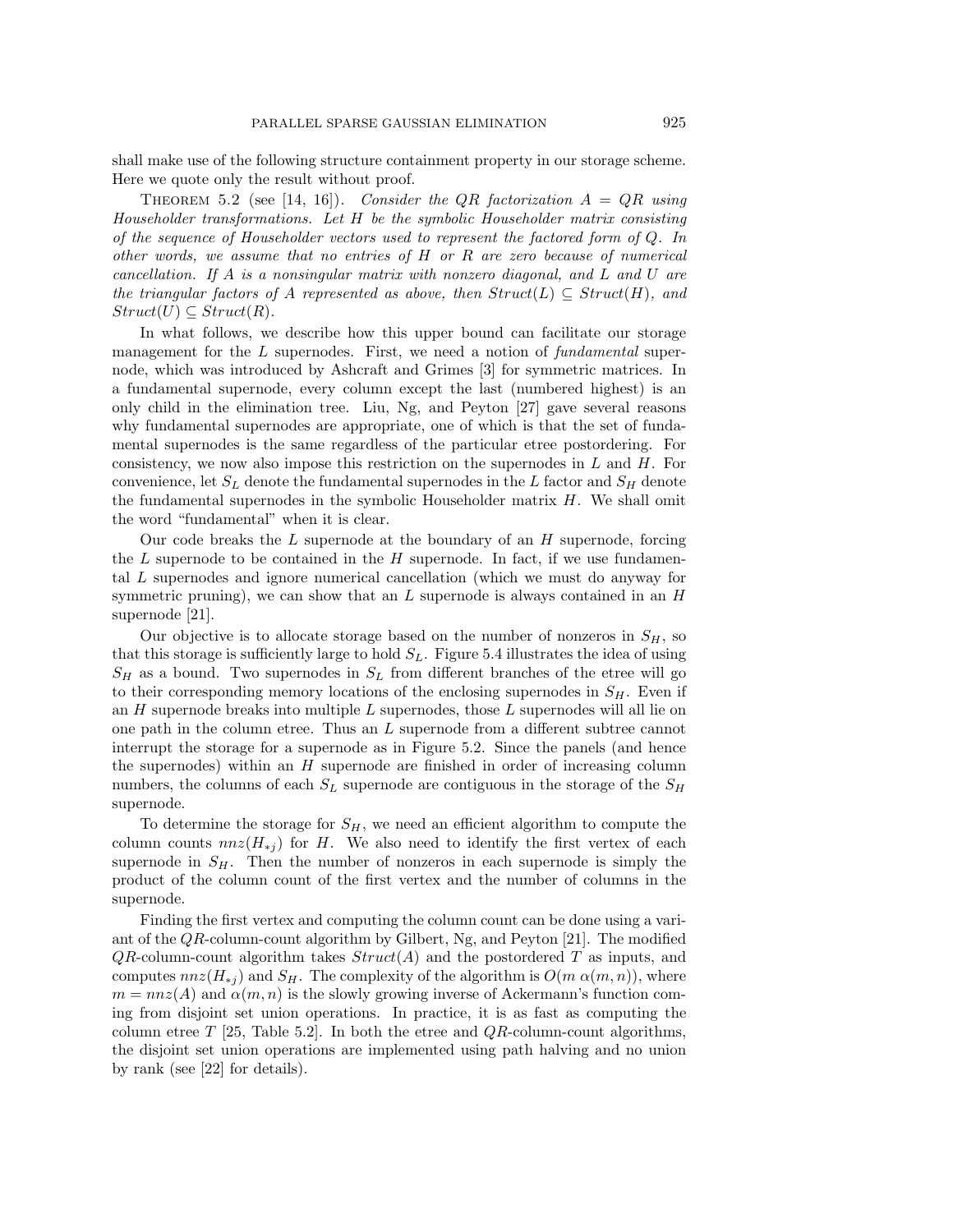shall make use of the following structure containment property in our storage scheme. Here we quote only the result without proof.

THEOREM 5.2 (see [14, 16]). *Consider the $QR$ factorization $A = QR$ using Householder transformations. Let $H$ be the symbolic Householder matrix consisting of the sequence of Householder vectors used to represent the factored form of $Q$. In other words, we assume that no entries of $H$ or $R$ are zero because of numerical cancellation. If $A$ is a nonsingular matrix with nonzero diagonal, and $L$ and $U$ are the triangular factors of $A$ represented as above, then $Struct(L) \subseteq Struct(H)$, and $Struct(U) \subseteq Struct(R)$.*

In what follows, we describe how this upper bound can facilitate our storage management for the $L$ supernodes. First, we need a notion of *fundamental* supernode, which was introduced by Ashcraft and Grimes [3] for symmetric matrices. In a fundamental supernode, every column except the last (numbered highest) is an only child in the elimination tree. Liu, Ng, and Peyton [27] gave several reasons why fundamental supernodes are appropriate, one of which is that the set of fundamental supernodes is the same regardless of the particular etree postordering. For consistency, we now also impose this restriction on the supernodes in $L$ and $H$. For convenience, let $S_L$ denote the fundamental supernodes in the $L$ factor and $S_H$ denote the fundamental supernodes in the symbolic Householder matrix $H$. We shall omit the word "fundamental" when it is clear.

Our code breaks the $L$ supernode at the boundary of an $H$ supernode, forcing the $L$ supernode to be contained in the $H$ supernode. In fact, if we use fundamental $L$ supernodes and ignore numerical cancellation (which we must do anyway for symmetric pruning), we can show that an $L$ supernode is always contained in an $H$ supernode [21].

Our objective is to allocate storage based on the number of nonzeros in $S_H$, so that this storage is sufficiently large to hold $S_L$. Figure 5.4 illustrates the idea of using $S_H$ as a bound. Two supernodes in $S_L$ from different branches of the etree will go to their corresponding memory locations of the enclosing supernodes in $S_H$. Even if an $H$ supernode breaks into multiple $L$ supernodes, those $L$ supernodes will all lie on one path in the column etree. Thus an $L$ supernode from a different subtree cannot interrupt the storage for a supernode as in Figure 5.2. Since the panels (and hence the supernodes) within an $H$ supernode are finished in order of increasing column numbers, the columns of each $S_L$ supernode are contiguous in the storage of the $S_H$ supernode.

To determine the storage for $S_H$, we need an efficient algorithm to compute the column counts $nnz(H_{*j})$ for $H$. We also need to identify the first vertex of each supernode in $S_H$. Then the number of nonzeros in each supernode is simply the product of the column count of the first vertex and the number of columns in the supernode.

Finding the first vertex and computing the column count can be done using a variant of the $QR$-column-count algorithm by Gilbert, Ng, and Peyton [21]. The modified $QR$-column-count algorithm takes $Struct(A)$ and the postordered $T$ as inputs, and computes $nnz(H_{*j})$ and $S_H$. The complexity of the algorithm is $O(m\,\alpha(m,n))$, where $m = nnz(A)$ and $\alpha(m,n)$ is the slowly growing inverse of Ackermann's function coming from disjoint set union operations. In practice, it is as fast as computing the column etree $T$ [25, Table 5.2]. In both the etree and $QR$-column-count algorithms, the disjoint set union operations are implemented using path halving and no union by rank (see [22] for details).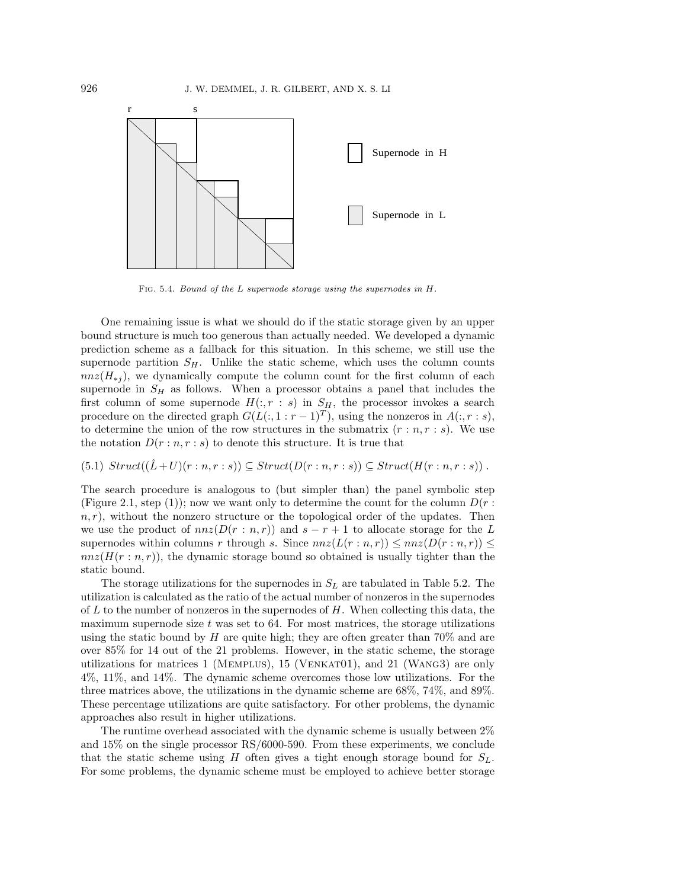Fig. 5.4. *Bound of the L supernode storage using the supernodes in H.*

One remaining issue is what we should do if the static storage given by an upper bound structure is much too generous than actually needed. We developed a dynamic prediction scheme as a fallback for this situation. In this scheme, we still use the supernode partition $S_H$. Unlike the static scheme, which uses the column counts $nnz(H_{*j})$, we dynamically compute the column count for the first column of each supernode in $S_H$ as follows. When a processor obtains a panel that includes the first column of some supernode $H(:, r : s)$ in $S_H$, the processor invokes a search procedure on the directed graph $G(L(:, 1 : r-1)^T)$, using the nonzeros in $A(:, r : s)$, to determine the union of the row structures in the submatrix $(r : n, r : s)$. We use the notation $D(r : n, r : s)$ to denote this structure. It is true that

$$Struct((\hat{L}+U)(r : n, r : s)) \subseteq Struct(D(r : n, r : s)) \subseteq Struct(H(r : n, r : s)) \,. \tag{5.1}$$

The search procedure is analogous to (but simpler than) the panel symbolic step (Figure 2.1, step (1)); now we want only to determine the count for the column $D(r : n, r)$, without the nonzero structure or the topological order of the updates. Then we use the product of $nnz(D(r : n, r))$ and $s - r + 1$ to allocate storage for the $L$ supernodes within columns $r$ through $s$. Since $nnz(L(r : n, r)) \leq nnz(D(r : n, r)) \leq nnz(H(r : n, r))$, the dynamic storage bound so obtained is usually tighter than the static bound.

The storage utilizations for the supernodes in $S_L$ are tabulated in Table 5.2. The utilization is calculated as the ratio of the actual number of nonzeros in the supernodes of $L$ to the number of nonzeros in the supernodes of $H$. When collecting this data, the maximum supernode size $t$ was set to 64. For most matrices, the storage utilizations using the static bound by $H$ are quite high; they are often greater than 70% and are over 85% for 14 out of the 21 problems. However, in the static scheme, the storage utilizations for matrices 1 (Memplus), 15 (Venkat01), and 21 (Wang3) are only 4%, 11%, and 14%. The dynamic scheme overcomes those low utilizations. For the three matrices above, the utilizations in the dynamic scheme are 68%, 74%, and 89%. These percentage utilizations are quite satisfactory. For other problems, the dynamic approaches also result in higher utilizations.

The runtime overhead associated with the dynamic scheme is usually between 2% and 15% on the single processor RS/6000-590. From these experiments, we conclude that the static scheme using $H$ often gives a tight enough storage bound for $S_L$. For some problems, the dynamic scheme must be employed to achieve better storage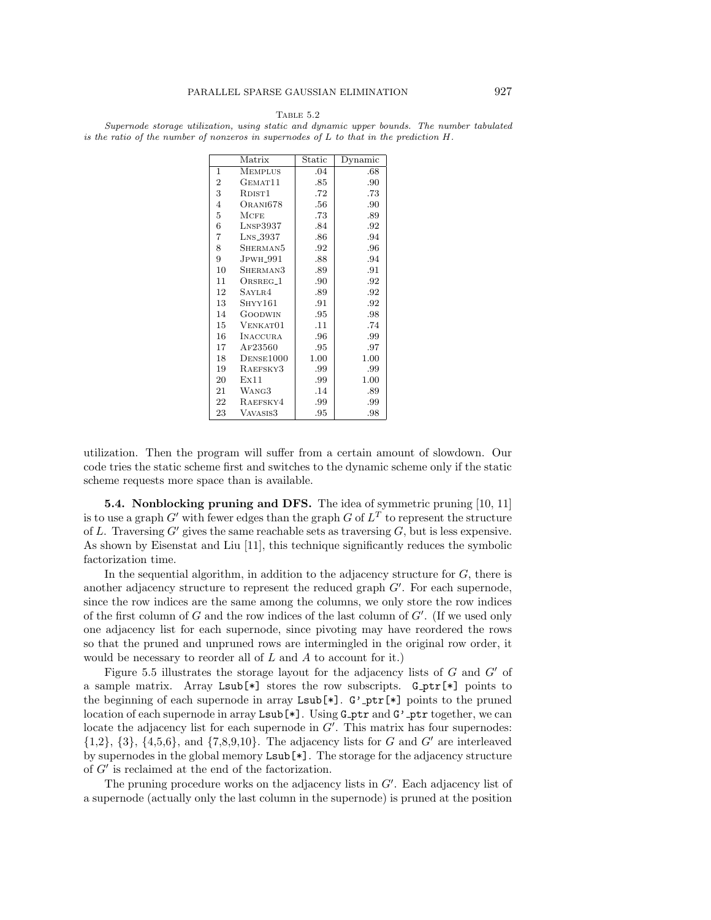TABLE 5.2

*Supernode storage utilization, using static and dynamic upper bounds. The number tabulated is the ratio of the number of nonzeros in supernodes of L to that in the prediction H.*

| | Matrix | Static | Dynamic |
|---|---|---|---|
| 1 | MEMPLUS | .04 | .68 |
| 2 | GEMAT11 | .85 | .90 |
| 3 | RDIST1 | .72 | .73 |
| 4 | ORANI678 | .56 | .90 |
| 5 | MCFE | .73 | .89 |
| 6 | LNSP3937 | .84 | .92 |
| 7 | LNS_3937 | .86 | .94 |
| 8 | SHERMAN5 | .92 | .96 |
| 9 | JPWH_991 | .88 | .94 |
| 10 | SHERMAN3 | .89 | .91 |
| 11 | ORSREG_1 | .90 | .92 |
| 12 | SAYLR4 | .89 | .92 |
| 13 | SHYY161 | .91 | .92 |
| 14 | GOODWIN | .95 | .98 |
| 15 | VENKAT01 | .11 | .74 |
| 16 | INACCURA | .96 | .99 |
| 17 | AF23560 | .95 | .97 |
| 18 | DENSE1000 | 1.00 | 1.00 |
| 19 | RAEFSKY3 | .99 | .99 |
| 20 | EX11 | .99 | 1.00 |
| 21 | WANG3 | .14 | .89 |
| 22 | RAEFSKY4 | .99 | .99 |
| 23 | VAVASIS3 | .95 | .98 |

utilization. Then the program will suffer from a certain amount of slowdown. Our code tries the static scheme first and switches to the dynamic scheme only if the static scheme requests more space than is available.

**5.4. Nonblocking pruning and DFS.** The idea of symmetric pruning [10, 11] is to use a graph $G'$ with fewer edges than the graph $G$ of $L^T$ to represent the structure of $L$. Traversing $G'$ gives the same reachable sets as traversing $G$, but is less expensive. As shown by Eisenstat and Liu [11], this technique significantly reduces the symbolic factorization time.

In the sequential algorithm, in addition to the adjacency structure for $G$, there is another adjacency structure to represent the reduced graph $G'$. For each supernode, since the row indices are the same among the columns, we only store the row indices of the first column of $G$ and the row indices of the last column of $G'$. (If we used only one adjacency list for each supernode, since pivoting may have reordered the rows so that the pruned and unpruned rows are intermingled in the original row order, it would be necessary to reorder all of $L$ and $A$ to account for it.)

Figure 5.5 illustrates the storage layout for the adjacency lists of $G$ and $G'$ of a sample matrix. Array `Lsub[*]` stores the row subscripts. `G_ptr[*]` points to the beginning of each supernode in array `Lsub[*]`. `G'_ptr[*]` points to the pruned location of each supernode in array `Lsub[*]`. Using `G_ptr` and `G'_ptr` together, we can locate the adjacency list for each supernode in $G'$. This matrix has four supernodes: {1,2}, {3}, {4,5,6}, and {7,8,9,10}. The adjacency lists for $G$ and $G'$ are interleaved by supernodes in the global memory `Lsub[*]`. The storage for the adjacency structure of $G'$ is reclaimed at the end of the factorization.

The pruning procedure works on the adjacency lists in $G'$. Each adjacency list of a supernode (actually only the last column in the supernode) is pruned at the position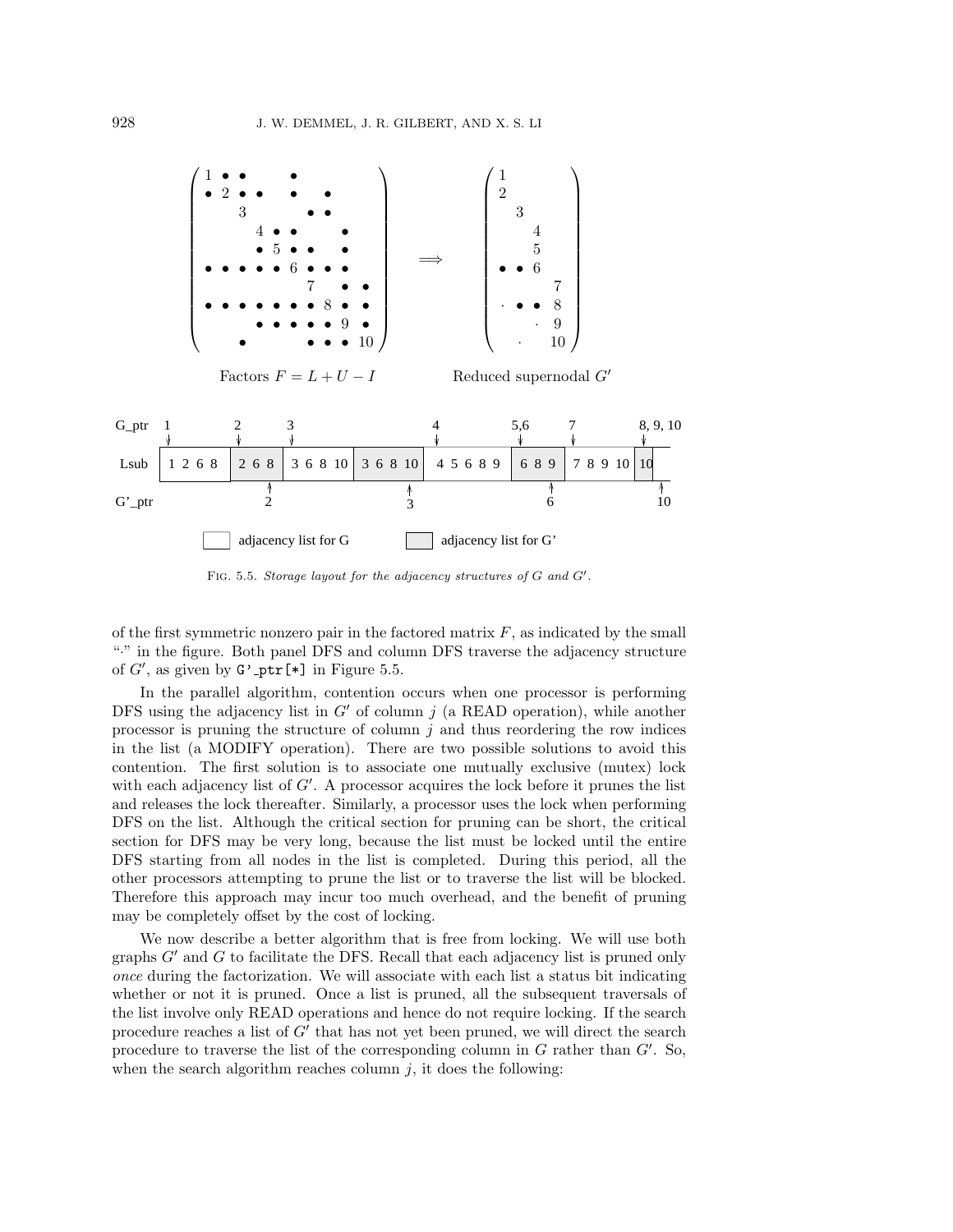Factors $F = L + U - I$ Reduced supernodal $G'$

FIG. 5.5. *Storage layout for the adjacency structures of $G$ and $G'$.*

of the first symmetric nonzero pair in the factored matrix $F$, as indicated by the small "·" in the figure. Both panel DFS and column DFS traverse the adjacency structure of $G'$, as given by `G'_ptr[*]` in Figure 5.5.

In the parallel algorithm, contention occurs when one processor is performing DFS using the adjacency list in $G'$ of column $j$ (a READ operation), while another processor is pruning the structure of column $j$ and thus reordering the row indices in the list (a MODIFY operation). There are two possible solutions to avoid this contention. The first solution is to associate one mutually exclusive (mutex) lock with each adjacency list of $G'$. A processor acquires the lock before it prunes the list and releases the lock thereafter. Similarly, a processor uses the lock when performing DFS on the list. Although the critical section for pruning can be short, the critical section for DFS may be very long, because the list must be locked until the entire DFS starting from all nodes in the list is completed. During this period, all the other processors attempting to prune the list or to traverse the list will be blocked. Therefore this approach may incur too much overhead, and the benefit of pruning may be completely offset by the cost of locking.

We now describe a better algorithm that is free from locking. We will use both graphs $G'$ and $G$ to facilitate the DFS. Recall that each adjacency list is pruned only *once* during the factorization. We will associate with each list a status bit indicating whether or not it is pruned. Once a list is pruned, all the subsequent traversals of the list involve only READ operations and hence do not require locking. If the search procedure reaches a list of $G'$ that has not yet been pruned, we will direct the search procedure to traverse the list of the corresponding column in $G$ rather than $G'$. So, when the search algorithm reaches column $j$, it does the following: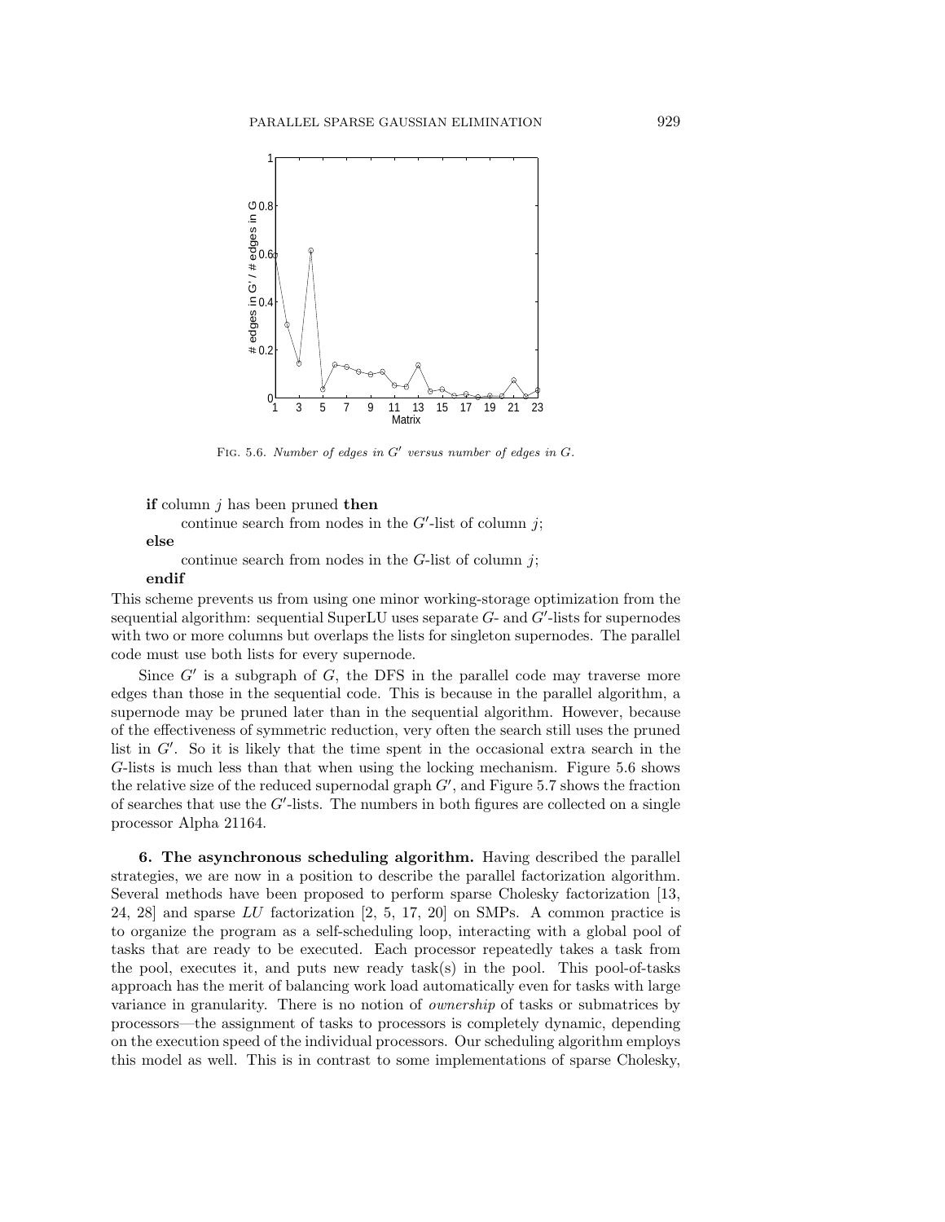FIG. 5.6. *Number of edges in $G'$ versus number of edges in $G$.*

```
if column j has been pruned then
      continue search from nodes in the G'-list of column j;
else
      continue search from nodes in the G-list of column j;
endif
```

This scheme prevents us from using one minor working-storage optimization from the sequential algorithm: sequential SuperLU uses separate $G$- and $G'$-lists for supernodes with two or more columns but overlaps the lists for singleton supernodes. The parallel code must use both lists for every supernode.

Since $G'$ is a subgraph of $G$, the DFS in the parallel code may traverse more edges than those in the sequential code. This is because in the parallel algorithm, a supernode may be pruned later than in the sequential algorithm. However, because of the effectiveness of symmetric reduction, very often the search still uses the pruned list in $G'$. So it is likely that the time spent in the occasional extra search in the $G$-lists is much less than that when using the locking mechanism. Figure 5.6 shows the relative size of the reduced supernodal graph $G'$, and Figure 5.7 shows the fraction of searches that use the $G'$-lists. The numbers in both figures are collected on a single processor Alpha 21164.

**6. The asynchronous scheduling algorithm.** Having described the parallel strategies, we are now in a position to describe the parallel factorization algorithm. Several methods have been proposed to perform sparse Cholesky factorization [13, 24, 28] and sparse *LU* factorization [2, 5, 17, 20] on SMPs. A common practice is to organize the program as a self-scheduling loop, interacting with a global pool of tasks that are ready to be executed. Each processor repeatedly takes a task from the pool, executes it, and puts new ready task(s) in the pool. This pool-of-tasks approach has the merit of balancing work load automatically even for tasks with large variance in granularity. There is no notion of *ownership* of tasks or submatrices by processors—the assignment of tasks to processors is completely dynamic, depending on the execution speed of the individual processors. Our scheduling algorithm employs this model as well. This is in contrast to some implementations of sparse Cholesky,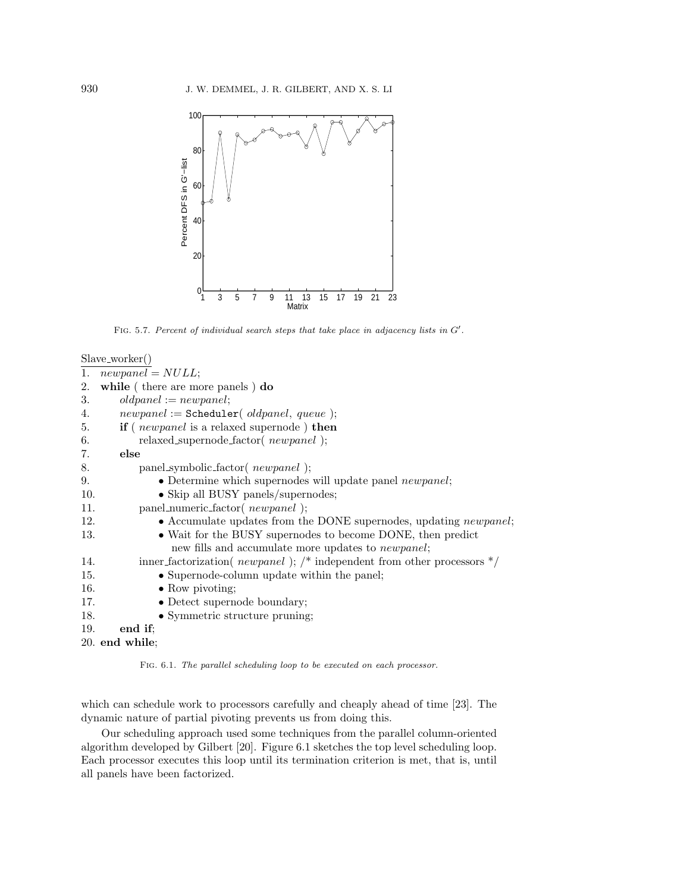FIG. 5.7. *Percent of individual search steps that take place in adjacency lists in $G'$.*

```
Slave_worker()
1.  newpanel = NULL;
2.  while ( there are more panels ) do
3.      oldpanel := newpanel;
4.      newpanel := Scheduler( oldpanel, queue );
5.      if ( newpanel is a relaxed supernode ) then
6.          relaxed_supernode_factor( newpanel );
7.      else
8.          panel_symbolic_factor( newpanel );
9.              • Determine which supernodes will update panel newpanel;
10.             • Skip all BUSY panels/supernodes;
11.         panel_numeric_factor( newpanel );
12.             • Accumulate updates from the DONE supernodes, updating newpanel;
13.             • Wait for the BUSY supernodes to become DONE, then predict
                  new fills and accumulate more updates to newpanel;
14.         inner_factorization( newpanel ); /* independent from other processors */
15.             • Supernode-column update within the panel;
16.             • Row pivoting;
17.             • Detect supernode boundary;
18.             • Symmetric structure pruning;
19.     end if;
20. end while;
```

FIG. 6.1. *The parallel scheduling loop to be executed on each processor.*

which can schedule work to processors carefully and cheaply ahead of time [23]. The dynamic nature of partial pivoting prevents us from doing this.

Our scheduling approach used some techniques from the parallel column-oriented algorithm developed by Gilbert [20]. Figure 6.1 sketches the top level scheduling loop. Each processor executes this loop until its termination criterion is met, that is, until all panels have been factorized.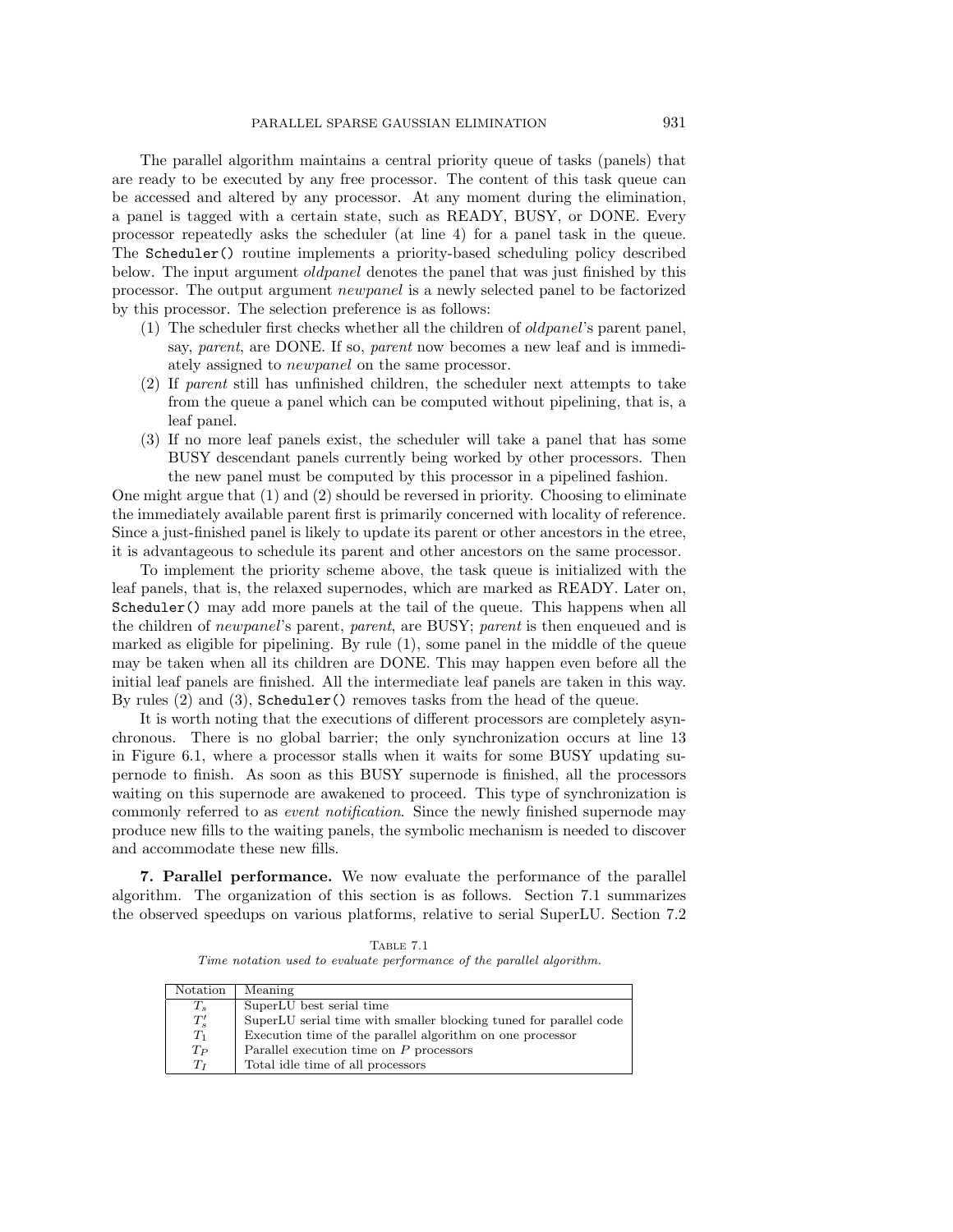The parallel algorithm maintains a central priority queue of tasks (panels) that are ready to be executed by any free processor. The content of this task queue can be accessed and altered by any processor. At any moment during the elimination, a panel is tagged with a certain state, such as READY, BUSY, or DONE. Every processor repeatedly asks the scheduler (at line 4) for a panel task in the queue. The `Scheduler()` routine implements a priority-based scheduling policy described below. The input argument *oldpanel* denotes the panel that was just finished by this processor. The output argument *newpanel* is a newly selected panel to be factorized by this processor. The selection preference is as follows:

1. The scheduler first checks whether all the children of *oldpanel*'s parent panel, say, *parent*, are DONE. If so, *parent* now becomes a new leaf and is immediately assigned to *newpanel* on the same processor.
2. If *parent* still has unfinished children, the scheduler next attempts to take from the queue a panel which can be computed without pipelining, that is, a leaf panel.
3. If no more leaf panels exist, the scheduler will take a panel that has some BUSY descendant panels currently being worked by other processors. Then the new panel must be computed by this processor in a pipelined fashion.

One might argue that (1) and (2) should be reversed in priority. Choosing to eliminate the immediately available parent first is primarily concerned with locality of reference. Since a just-finished panel is likely to update its parent or other ancestors in the etree, it is advantageous to schedule its parent and other ancestors on the same processor.

To implement the priority scheme above, the task queue is initialized with the leaf panels, that is, the relaxed supernodes, which are marked as READY. Later on, `Scheduler()` may add more panels at the tail of the queue. This happens when all the children of *newpanel*'s parent, *parent*, are BUSY; *parent* is then enqueued and is marked as eligible for pipelining. By rule (1), some panel in the middle of the queue may be taken when all its children are DONE. This may happen even before all the initial leaf panels are finished. All the intermediate leaf panels are taken in this way. By rules (2) and (3), `Scheduler()` removes tasks from the head of the queue.

It is worth noting that the executions of different processors are completely asynchronous. There is no global barrier; the only synchronization occurs at line 13 in Figure 6.1, where a processor stalls when it waits for some BUSY updating supernode to finish. As soon as this BUSY supernode is finished, all the processors waiting on this supernode are awakened to proceed. This type of synchronization is commonly referred to as *event notification*. Since the newly finished supernode may produce new fills to the waiting panels, the symbolic mechanism is needed to discover and accommodate these new fills.

**7. Parallel performance.** We now evaluate the performance of the parallel algorithm. The organization of this section is as follows. Section 7.1 summarizes the observed speedups on various platforms, relative to serial SuperLU. Section 7.2

Table 7.1
*Time notation used to evaluate performance of the parallel algorithm.*

| Notation | Meaning |
|---|---|
| $T_s$ | SuperLU best serial time |
| $T_s'$ | SuperLU serial time with smaller blocking tuned for parallel code |
| $T_1$ | Execution time of the parallel algorithm on one processor |
| $T_P$ | Parallel execution time on $P$ processors |
| $T_I$ | Total idle time of all processors |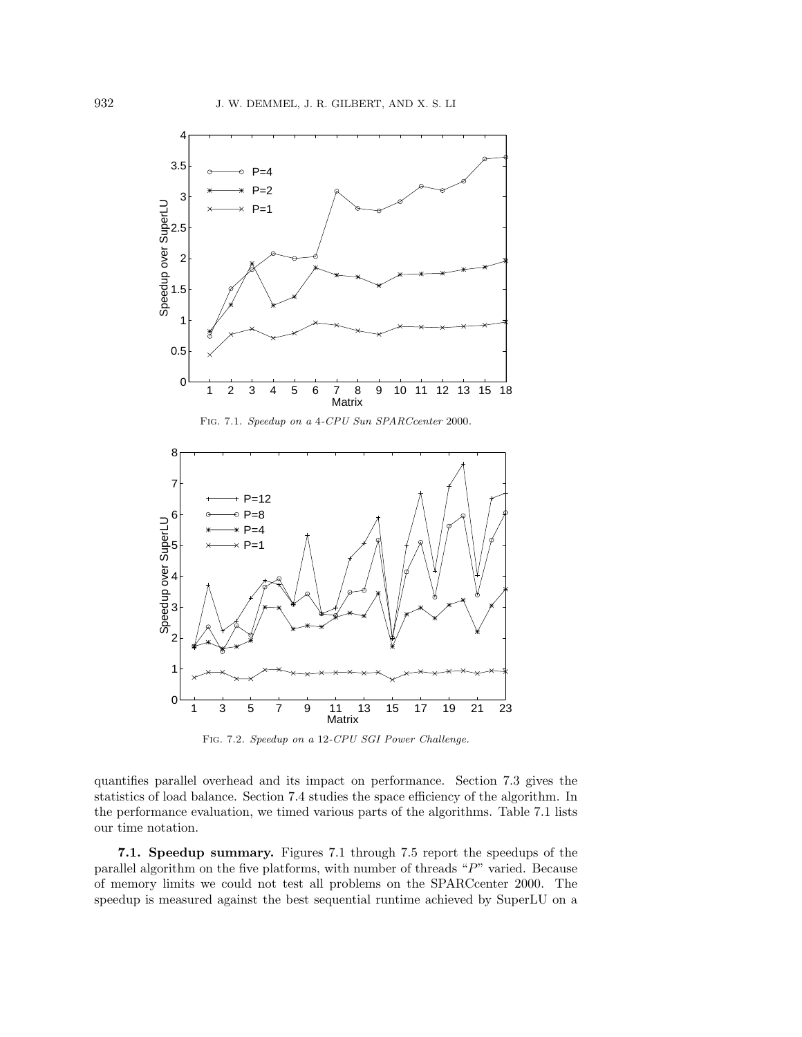Fig. 7.1. *Speedup on a 4-CPU Sun SPARCcenter* 2000.

Fig. 7.2. *Speedup on a* 12*-CPU SGI Power Challenge.*

quantifies parallel overhead and its impact on performance. Section 7.3 gives the statistics of load balance. Section 7.4 studies the space efficiency of the algorithm. In the performance evaluation, we timed various parts of the algorithms. Table 7.1 lists our time notation.

**7.1. Speedup summary.** Figures 7.1 through 7.5 report the speedups of the parallel algorithm on the five platforms, with number of threads "$P$" varied. Because of memory limits we could not test all problems on the SPARCcenter 2000. The speedup is measured against the best sequential runtime achieved by SuperLU on a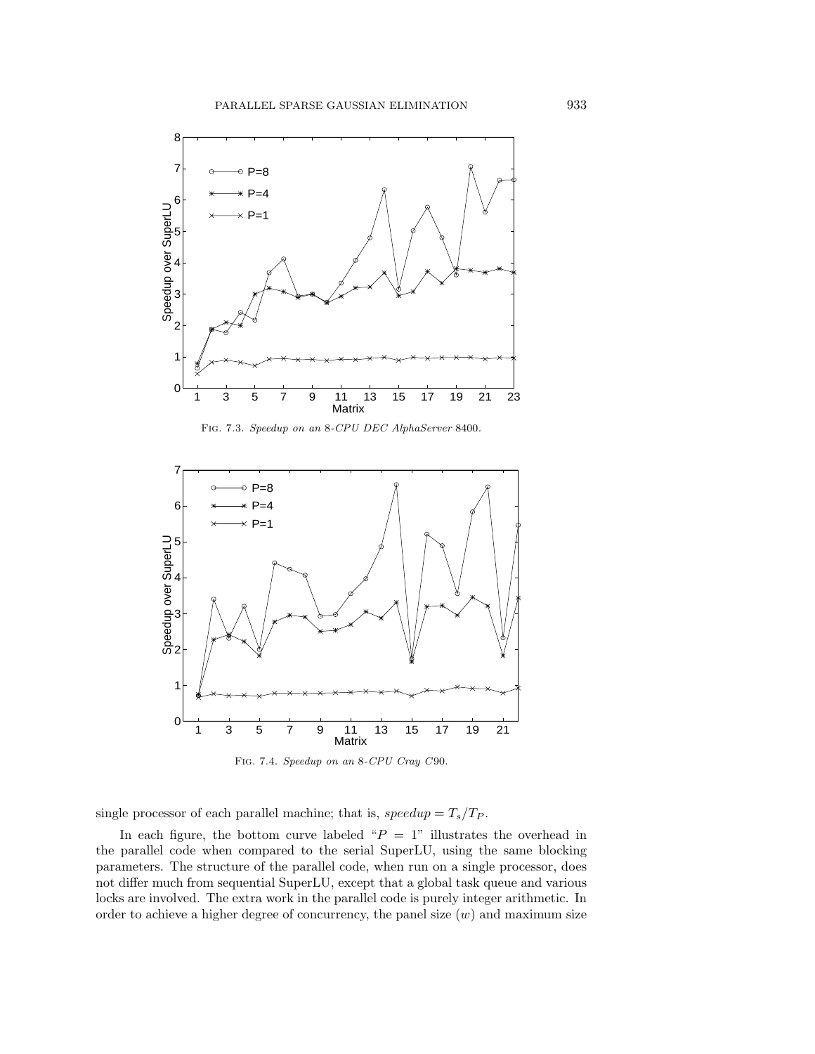Fig. 7.3. *Speedup on an 8-CPU DEC AlphaServer 8400.*

Fig. 7.4. *Speedup on an 8-CPU Cray C90.*

single processor of each parallel machine; that is, $speedup = T_s/T_P$.

In each figure, the bottom curve labeled "$P = 1$" illustrates the overhead in the parallel code when compared to the serial SuperLU, using the same blocking parameters. The structure of the parallel code, when run on a single processor, does not differ much from sequential SuperLU, except that a global task queue and various locks are involved. The extra work in the parallel code is purely integer arithmetic. In order to achieve a higher degree of concurrency, the panel size ($w$) and maximum size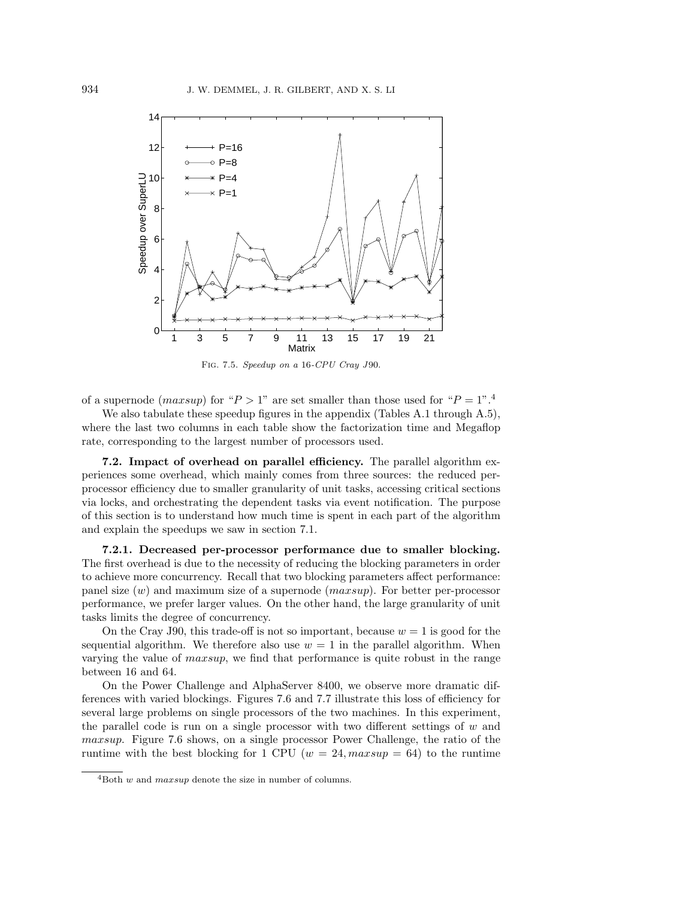Fig. 7.5. *Speedup on a* 16*-CPU Cray J*90*.*

of a supernode (*maxsup*) for "$P > 1$" are set smaller than those used for "$P = 1$".[4]

We also tabulate these speedup figures in the appendix (Tables A.1 through A.5), where the last two columns in each table show the factorization time and Megaflop rate, corresponding to the largest number of processors used.

**7.2. Impact of overhead on parallel efficiency.** The parallel algorithm experiences some overhead, which mainly comes from three sources: the reduced per-processor efficiency due to smaller granularity of unit tasks, accessing critical sections via locks, and orchestrating the dependent tasks via event notification. The purpose of this section is to understand how much time is spent in each part of the algorithm and explain the speedups we saw in section 7.1.

**7.2.1. Decreased per-processor performance due to smaller blocking.** The first overhead is due to the necessity of reducing the blocking parameters in order to achieve more concurrency. Recall that two blocking parameters affect performance: panel size ($w$) and maximum size of a supernode (*maxsup*). For better per-processor performance, we prefer larger values. On the other hand, the large granularity of unit tasks limits the degree of concurrency.

On the Cray J90, this trade-off is not so important, because $w = 1$ is good for the sequential algorithm. We therefore also use $w = 1$ in the parallel algorithm. When varying the value of *maxsup*, we find that performance is quite robust in the range between 16 and 64.

On the Power Challenge and AlphaServer 8400, we observe more dramatic differences with varied blockings. Figures 7.6 and 7.7 illustrate this loss of efficiency for several large problems on single processors of the two machines. In this experiment, the parallel code is run on a single processor with two different settings of $w$ and *maxsup*. Figure 7.6 shows, on a single processor Power Challenge, the ratio of the runtime with the best blocking for 1 CPU ($w = 24, maxsup = 64$) to the runtime

[4] Both $w$ and *maxsup* denote the size in number of columns.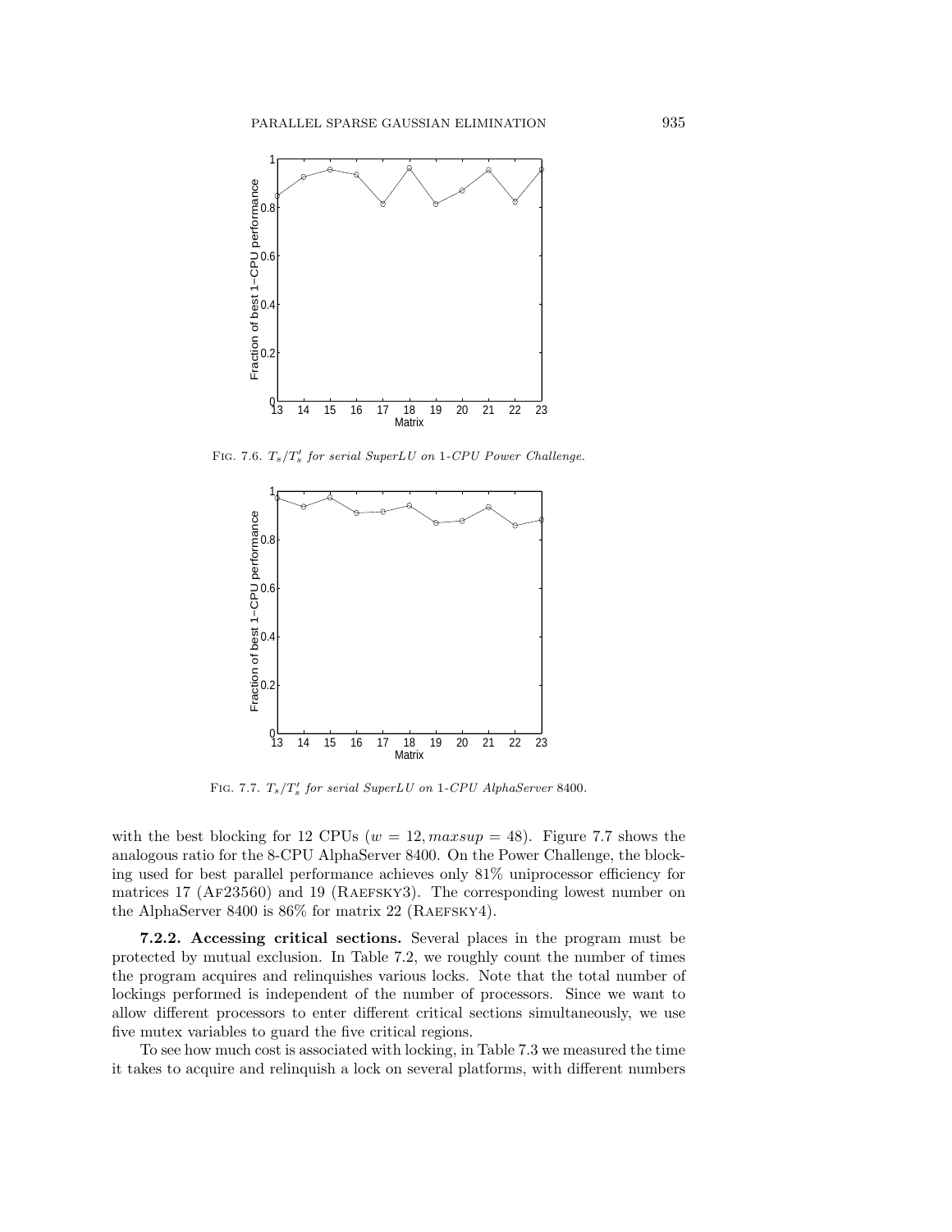FIG. 7.6. $T_s/T'_s$ *for serial SuperLU on* 1*-CPU Power Challenge.*

FIG. 7.7. $T_s/T'_s$ *for serial SuperLU on* 1*-CPU AlphaServer* 8400*.*

with the best blocking for 12 CPUs ($w = 12, maxsup = 48$). Figure 7.7 shows the analogous ratio for the 8-CPU AlphaServer 8400. On the Power Challenge, the blocking used for best parallel performance achieves only 81% uniprocessor efficiency for matrices 17 (AF23560) and 19 (RAEFSKY3). The corresponding lowest number on the AlphaServer 8400 is 86% for matrix 22 (RAEFSKY4).

**7.2.2. Accessing critical sections.** Several places in the program must be protected by mutual exclusion. In Table 7.2, we roughly count the number of times the program acquires and relinquishes various locks. Note that the total number of lockings performed is independent of the number of processors. Since we want to allow different processors to enter different critical sections simultaneously, we use five mutex variables to guard the five critical regions.

To see how much cost is associated with locking, in Table 7.3 we measured the time it takes to acquire and relinquish a lock on several platforms, with different numbers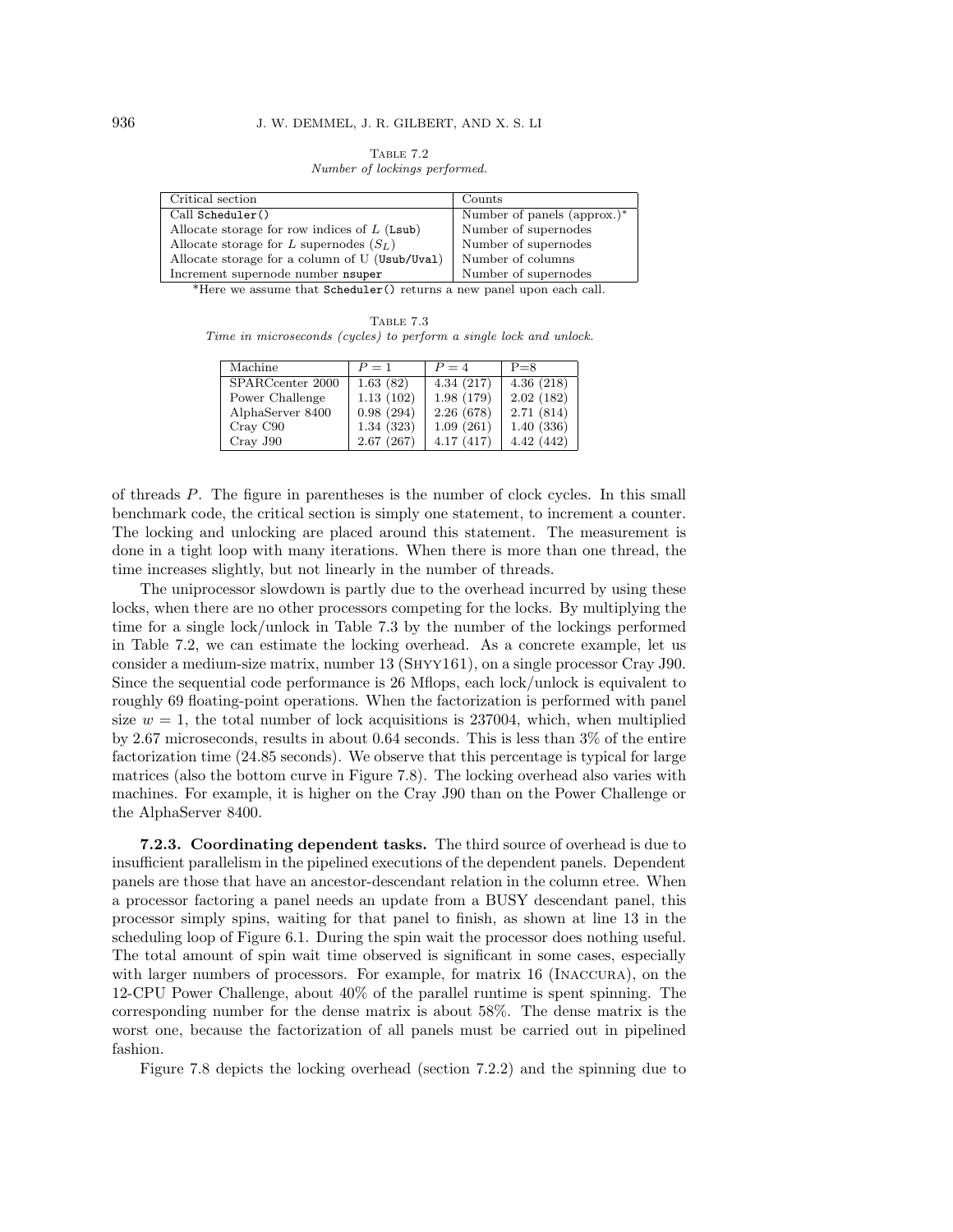Table 7.2
*Number of lockings performed.*

| Critical section | Counts |
|---|---|
| Call `Scheduler()` | Number of panels (approx.)* |
| Allocate storage for row indices of $L$ (`Lsub`) | Number of supernodes |
| Allocate storage for $L$ supernodes ($S_L$) | Number of supernodes |
| Allocate storage for a column of U (`Usub/Uval`) | Number of columns |
| Increment supernode number `nsuper` | Number of supernodes |

*Here we assume that `Scheduler()` returns a new panel upon each call.

Table 7.3
*Time in microseconds (cycles) to perform a single lock and unlock.*

| Machine | $P = 1$ | $P = 4$ | P=8 |
|---|---|---|---|
| SPARCcenter 2000 | 1.63 (82) | 4.34 (217) | 4.36 (218) |
| Power Challenge | 1.13 (102) | 1.98 (179) | 2.02 (182) |
| AlphaServer 8400 | 0.98 (294) | 2.26 (678) | 2.71 (814) |
| Cray C90 | 1.34 (323) | 1.09 (261) | 1.40 (336) |
| Cray J90 | 2.67 (267) | 4.17 (417) | 4.42 (442) |

of threads $P$. The figure in parentheses is the number of clock cycles. In this small benchmark code, the critical section is simply one statement, to increment a counter. The locking and unlocking are placed around this statement. The measurement is done in a tight loop with many iterations. When there is more than one thread, the time increases slightly, but not linearly in the number of threads.

The uniprocessor slowdown is partly due to the overhead incurred by using these locks, when there are no other processors competing for the locks. By multiplying the time for a single lock/unlock in Table 7.3 by the number of the lockings performed in Table 7.2, we can estimate the locking overhead. As a concrete example, let us consider a medium-size matrix, number 13 (Shyy161), on a single processor Cray J90. Since the sequential code performance is 26 Mflops, each lock/unlock is equivalent to roughly 69 floating-point operations. When the factorization is performed with panel size $w = 1$, the total number of lock acquisitions is 237004, which, when multiplied by 2.67 microseconds, results in about 0.64 seconds. This is less than 3% of the entire factorization time (24.85 seconds). We observe that this percentage is typical for large matrices (also the bottom curve in Figure 7.8). The locking overhead also varies with machines. For example, it is higher on the Cray J90 than on the Power Challenge or the AlphaServer 8400.

**7.2.3. Coordinating dependent tasks.** The third source of overhead is due to insufficient parallelism in the pipelined executions of the dependent panels. Dependent panels are those that have an ancestor-descendant relation in the column etree. When a processor factoring a panel needs an update from a BUSY descendant panel, this processor simply spins, waiting for that panel to finish, as shown at line 13 in the scheduling loop of Figure 6.1. During the spin wait the processor does nothing useful. The total amount of spin wait time observed is significant in some cases, especially with larger numbers of processors. For example, for matrix 16 (Inaccura), on the 12-CPU Power Challenge, about 40% of the parallel runtime is spent spinning. The corresponding number for the dense matrix is about 58%. The dense matrix is the worst one, because the factorization of all panels must be carried out in pipelined fashion.

Figure 7.8 depicts the locking overhead (section 7.2.2) and the spinning due to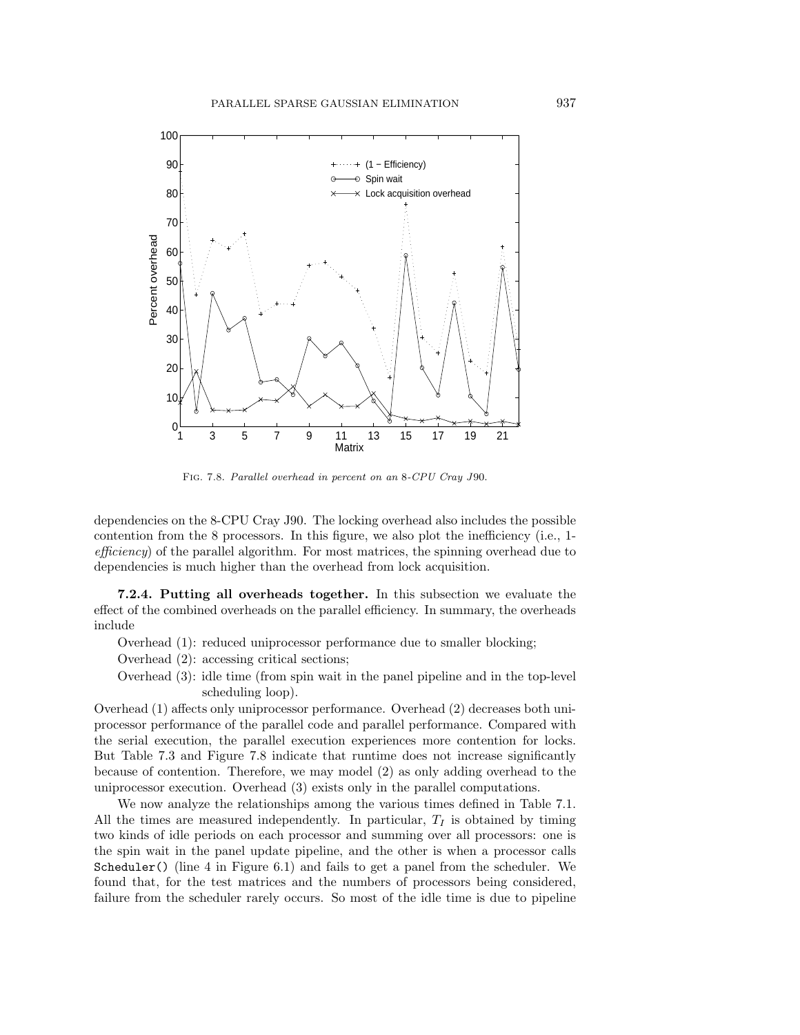Fig. 7.8. *Parallel overhead in percent on an* 8*-CPU Cray J*90*.*

dependencies on the 8-CPU Cray J90. The locking overhead also includes the possible contention from the 8 processors. In this figure, we also plot the inefficiency (i.e., 1-*efficiency*) of the parallel algorithm. For most matrices, the spinning overhead due to dependencies is much higher than the overhead from lock acquisition.

**7.2.4. Putting all overheads together.** In this subsection we evaluate the effect of the combined overheads on the parallel efficiency. In summary, the overheads include

Overhead (1): reduced uniprocessor performance due to smaller blocking;

Overhead (2): accessing critical sections;

Overhead (3): idle time (from spin wait in the panel pipeline and in the top-level scheduling loop).

Overhead (1) affects only uniprocessor performance. Overhead (2) decreases both uniprocessor performance of the parallel code and parallel performance. Compared with the serial execution, the parallel execution experiences more contention for locks. But Table 7.3 and Figure 7.8 indicate that runtime does not increase significantly because of contention. Therefore, we may model (2) as only adding overhead to the uniprocessor execution. Overhead (3) exists only in the parallel computations.

We now analyze the relationships among the various times defined in Table 7.1. All the times are measured independently. In particular, $T_I$ is obtained by timing two kinds of idle periods on each processor and summing over all processors: one is the spin wait in the panel update pipeline, and the other is when a processor calls `Scheduler()` (line 4 in Figure 6.1) and fails to get a panel from the scheduler. We found that, for the test matrices and the numbers of processors being considered, failure from the scheduler rarely occurs. So most of the idle time is due to pipeline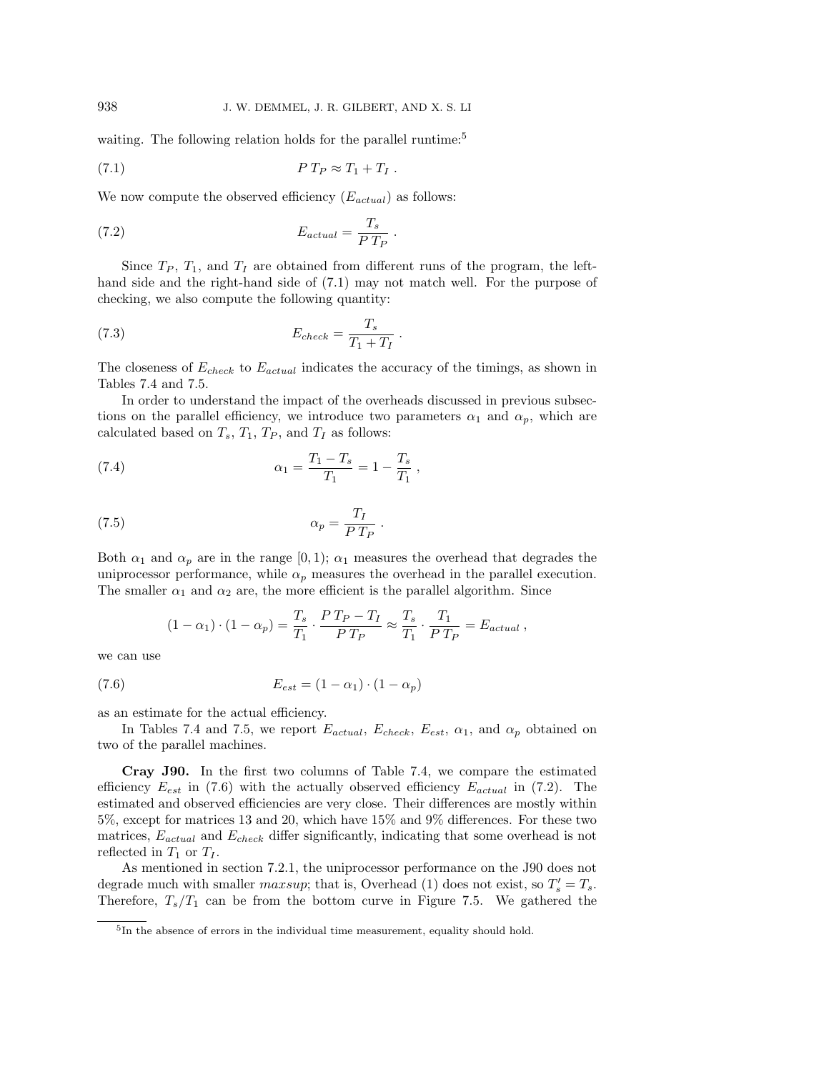waiting. The following relation holds for the parallel runtime:[5]

$$P\,T_P \approx T_1 + T_I \ . \tag{7.1}$$

We now compute the observed efficiency ($E_{actual}$) as follows:

$$E_{actual} = \frac{T_s}{P\,T_P} \ . \tag{7.2}$$

Since $T_P$, $T_1$, and $T_I$ are obtained from different runs of the program, the left-hand side and the right-hand side of (7.1) may not match well. For the purpose of checking, we also compute the following quantity:

$$E_{check} = \frac{T_s}{T_1 + T_I} \ . \tag{7.3}$$

The closeness of $E_{check}$ to $E_{actual}$ indicates the accuracy of the timings, as shown in Tables 7.4 and 7.5.

In order to understand the impact of the overheads discussed in previous subsections on the parallel efficiency, we introduce two parameters $\alpha_1$ and $\alpha_p$, which are calculated based on $T_s$, $T_1$, $T_P$, and $T_I$ as follows:

$$\alpha_1 = \frac{T_1 - T_s}{T_1} = 1 - \frac{T_s}{T_1} \ , \tag{7.4}$$

$$\alpha_p = \frac{T_I}{P\,T_P} \ . \tag{7.5}$$

Both $\alpha_1$ and $\alpha_p$ are in the range $[0, 1)$; $\alpha_1$ measures the overhead that degrades the uniprocessor performance, while $\alpha_p$ measures the overhead in the parallel execution. The smaller $\alpha_1$ and $\alpha_2$ are, the more efficient is the parallel algorithm. Since

$$(1 - \alpha_1) \cdot (1 - \alpha_p) = \frac{T_s}{T_1} \cdot \frac{P\,T_P - T_I}{P\,T_P} \approx \frac{T_s}{T_1} \cdot \frac{T_1}{P\,T_P} = E_{actual} \ ,$$

we can use

$$E_{est} = (1 - \alpha_1) \cdot (1 - \alpha_p) \tag{7.6}$$

as an estimate for the actual efficiency.

In Tables 7.4 and 7.5, we report $E_{actual}$, $E_{check}$, $E_{est}$, $\alpha_1$, and $\alpha_p$ obtained on two of the parallel machines.

**Cray J90.** In the first two columns of Table 7.4, we compare the estimated efficiency $E_{est}$ in (7.6) with the actually observed efficiency $E_{actual}$ in (7.2). The estimated and observed efficiencies are very close. Their differences are mostly within 5%, except for matrices 13 and 20, which have 15% and 9% differences. For these two matrices, $E_{actual}$ and $E_{check}$ differ significantly, indicating that some overhead is not reflected in $T_1$ or $T_I$.

As mentioned in section 7.2.1, the uniprocessor performance on the J90 does not degrade much with smaller $maxsup$; that is, Overhead (1) does not exist, so $T'_s = T_s$. Therefore, $T_s/T_1$ can be from the bottom curve in Figure 7.5. We gathered the

[5] In the absence of errors in the individual time measurement, equality should hold.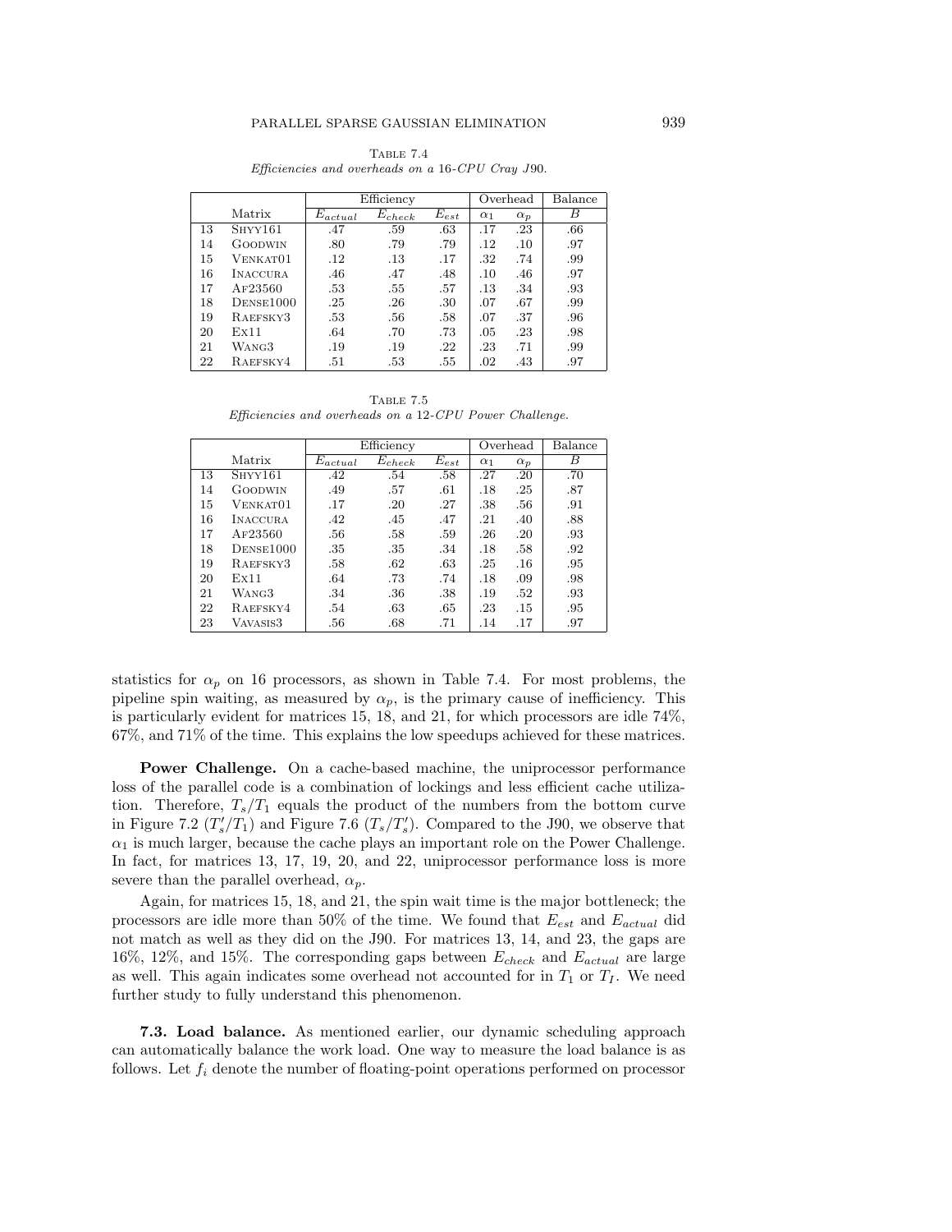Table 7.4
*Efficiencies and overheads on a 16-CPU Cray J90.*

| | Matrix | Efficiency | | | Overhead | | Balance |
|---|---|---|---|---|---|---|---|
| | | $E_{actual}$ | $E_{check}$ | $E_{est}$ | $\alpha_1$ | $\alpha_p$ | $B$ |
| 13 | Shyy161 | .47 | .59 | .63 | .17 | .23 | .66 |
| 14 | Goodwin | .80 | .79 | .79 | .12 | .10 | .97 |
| 15 | Venkat01 | .12 | .13 | .17 | .32 | .74 | .99 |
| 16 | Inaccura | .46 | .47 | .48 | .10 | .46 | .97 |
| 17 | Af23560 | .53 | .55 | .57 | .13 | .34 | .93 |
| 18 | Dense1000 | .25 | .26 | .30 | .07 | .67 | .99 |
| 19 | Raefsky3 | .53 | .56 | .58 | .07 | .37 | .96 |
| 20 | Ex11 | .64 | .70 | .73 | .05 | .23 | .98 |
| 21 | Wang3 | .19 | .19 | .22 | .23 | .71 | .99 |
| 22 | Raefsky4 | .51 | .53 | .55 | .02 | .43 | .97 |

Table 7.5
*Efficiencies and overheads on a 12-CPU Power Challenge.*

| | Matrix | Efficiency | | | Overhead | | Balance |
|---|---|---|---|---|---|---|---|
| | | $E_{actual}$ | $E_{check}$ | $E_{est}$ | $\alpha_1$ | $\alpha_p$ | $B$ |
| 13 | Shyy161 | .42 | .54 | .58 | .27 | .20 | .70 |
| 14 | Goodwin | .49 | .57 | .61 | .18 | .25 | .87 |
| 15 | Venkat01 | .17 | .20 | .27 | .38 | .56 | .91 |
| 16 | Inaccura | .42 | .45 | .47 | .21 | .40 | .88 |
| 17 | Af23560 | .56 | .58 | .59 | .26 | .20 | .93 |
| 18 | Dense1000 | .35 | .35 | .34 | .18 | .58 | .92 |
| 19 | Raefsky3 | .58 | .62 | .63 | .25 | .16 | .95 |
| 20 | Ex11 | .64 | .73 | .74 | .18 | .09 | .98 |
| 21 | Wang3 | .34 | .36 | .38 | .19 | .52 | .93 |
| 22 | Raefsky4 | .54 | .63 | .65 | .23 | .15 | .95 |
| 23 | Vavasis3 | .56 | .68 | .71 | .14 | .17 | .97 |

statistics for $\alpha_p$ on 16 processors, as shown in Table 7.4. For most problems, the pipeline spin waiting, as measured by $\alpha_p$, is the primary cause of inefficiency. This is particularly evident for matrices 15, 18, and 21, for which processors are idle 74%, 67%, and 71% of the time. This explains the low speedups achieved for these matrices.

**Power Challenge.** On a cache-based machine, the uniprocessor performance loss of the parallel code is a combination of lockings and less efficient cache utilization. Therefore, $T_s/T_1$ equals the product of the numbers from the bottom curve in Figure 7.2 ($T_s'/T_1$) and Figure 7.6 ($T_s/T_s'$). Compared to the J90, we observe that $\alpha_1$ is much larger, because the cache plays an important role on the Power Challenge. In fact, for matrices 13, 17, 19, 20, and 22, uniprocessor performance loss is more severe than the parallel overhead, $\alpha_p$.

Again, for matrices 15, 18, and 21, the spin wait time is the major bottleneck; the processors are idle more than 50% of the time. We found that $E_{est}$ and $E_{actual}$ did not match as well as they did on the J90. For matrices 13, 14, and 23, the gaps are 16%, 12%, and 15%. The corresponding gaps between $E_{check}$ and $E_{actual}$ are large as well. This again indicates some overhead not accounted for in $T_1$ or $T_I$. We need further study to fully understand this phenomenon.

**7.3. Load balance.** As mentioned earlier, our dynamic scheduling approach can automatically balance the work load. One way to measure the load balance is as follows. Let $f_i$ denote the number of floating-point operations performed on processor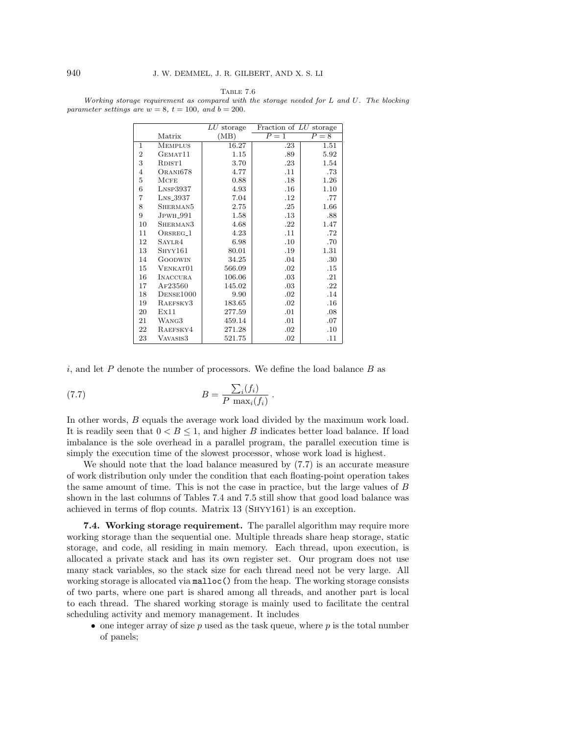Table 7.6
*Working storage requirement as compared with the storage needed for L and U. The blocking parameter settings are $w = 8$, $t = 100$, and $b = 200$.*

| | Matrix | *LU* storage (MB) | Fraction of *LU* storage | |
|---|---|---|---|---|
| | | | $P = 1$ | $P = 8$ |
| 1 | Memplus | 16.27 | .23 | 1.51 |
| 2 | Gemat11 | 1.15 | .89 | 5.92 |
| 3 | Rdist1 | 3.70 | .23 | 1.54 |
| 4 | Orani678 | 4.77 | .11 | .73 |
| 5 | Mcfe | 0.88 | .18 | 1.26 |
| 6 | Lnsp3937 | 4.93 | .16 | 1.10 |
| 7 | Lns_3937 | 7.04 | .12 | .77 |
| 8 | Sherman5 | 2.75 | .25 | 1.66 |
| 9 | Jpwh_991 | 1.58 | .13 | .88 |
| 10 | Sherman3 | 4.68 | .22 | 1.47 |
| 11 | Orsreg_1 | 4.23 | .11 | .72 |
| 12 | Saylr4 | 6.98 | .10 | .70 |
| 13 | Shyy161 | 80.01 | .19 | 1.31 |
| 14 | Goodwin | 34.25 | .04 | .30 |
| 15 | Venkat01 | 566.09 | .02 | .15 |
| 16 | Inaccura | 106.06 | .03 | .21 |
| 17 | Af23560 | 145.02 | .03 | .22 |
| 18 | Dense1000 | 9.90 | .02 | .14 |
| 19 | Raefsky3 | 183.65 | .02 | .16 |
| 20 | Ex11 | 277.59 | .01 | .08 |
| 21 | Wang3 | 459.14 | .01 | .07 |
| 22 | Raefsky4 | 271.28 | .02 | .10 |
| 23 | Vavasis3 | 521.75 | .02 | .11 |

$i$, and let $P$ denote the number of processors. We define the load balance $B$ as

$$B = \frac{\sum_i (f_i)}{P \ \max_i (f_i)} . \tag{7.7}$$

In other words, $B$ equals the average work load divided by the maximum work load. It is readily seen that $0 < B \leq 1$, and higher $B$ indicates better load balance. If load imbalance is the sole overhead in a parallel program, the parallel execution time is simply the execution time of the slowest processor, whose work load is highest.

We should note that the load balance measured by (7.7) is an accurate measure of work distribution only under the condition that each floating-point operation takes the same amount of time. This is not the case in practice, but the large values of $B$ shown in the last columns of Tables 7.4 and 7.5 still show that good load balance was achieved in terms of flop counts. Matrix 13 (Shyy161) is an exception.

**7.4. Working storage requirement.** The parallel algorithm may require more working storage than the sequential one. Multiple threads share heap storage, static storage, and code, all residing in main memory. Each thread, upon execution, is allocated a private stack and has its own register set. Our program does not use many stack variables, so the stack size for each thread need not be very large. All working storage is allocated via `malloc()` from the heap. The working storage consists of two parts, where one part is shared among all threads, and another part is local to each thread. The shared working storage is mainly used to facilitate the central scheduling activity and memory management. It includes

- one integer array of size $p$ used as the task queue, where $p$ is the total number of panels;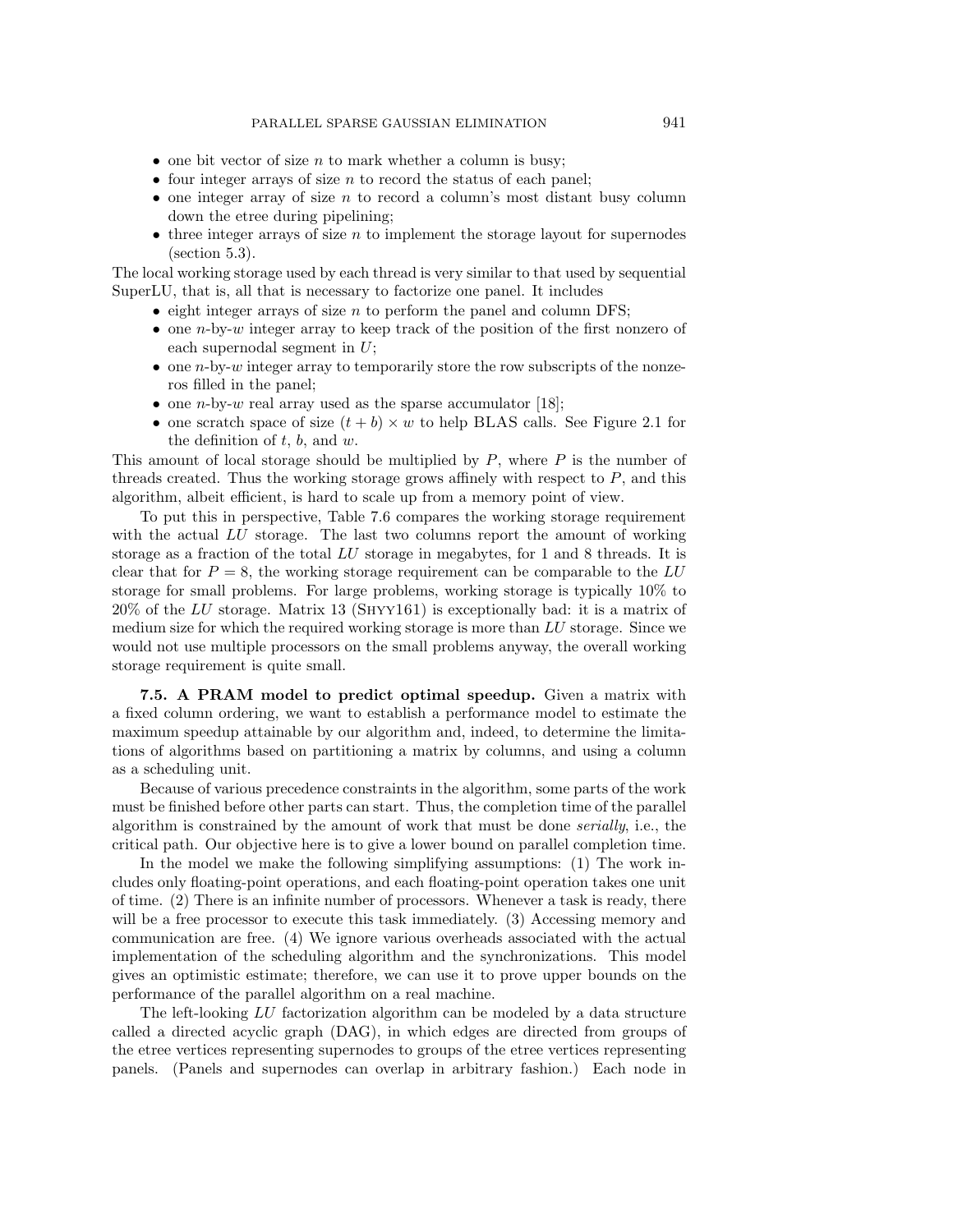- one bit vector of size $n$ to mark whether a column is busy;
- four integer arrays of size $n$ to record the status of each panel;
- one integer array of size $n$ to record a column's most distant busy column down the etree during pipelining;
- three integer arrays of size $n$ to implement the storage layout for supernodes (section 5.3).

The local working storage used by each thread is very similar to that used by sequential SuperLU, that is, all that is necessary to factorize one panel. It includes

- eight integer arrays of size $n$ to perform the panel and column DFS;
- one $n$-by-$w$ integer array to keep track of the position of the first nonzero of each supernodal segment in $U$;
- one $n$-by-$w$ integer array to temporarily store the row subscripts of the nonzeros filled in the panel;
- one $n$-by-$w$ real array used as the sparse accumulator [18];
- one scratch space of size $(t + b) \times w$ to help BLAS calls. See Figure 2.1 for the definition of $t$, $b$, and $w$.

This amount of local storage should be multiplied by $P$, where $P$ is the number of threads created. Thus the working storage grows affinely with respect to $P$, and this algorithm, albeit efficient, is hard to scale up from a memory point of view.

To put this in perspective, Table 7.6 compares the working storage requirement with the actual *LU* storage. The last two columns report the amount of working storage as a fraction of the total *LU* storage in megabytes, for 1 and 8 threads. It is clear that for $P = 8$, the working storage requirement can be comparable to the *LU* storage for small problems. For large problems, working storage is typically 10% to 20% of the *LU* storage. Matrix 13 (Shyy161) is exceptionally bad: it is a matrix of medium size for which the required working storage is more than *LU* storage. Since we would not use multiple processors on the small problems anyway, the overall working storage requirement is quite small.

**7.5. A PRAM model to predict optimal speedup.** Given a matrix with a fixed column ordering, we want to establish a performance model to estimate the maximum speedup attainable by our algorithm and, indeed, to determine the limitations of algorithms based on partitioning a matrix by columns, and using a column as a scheduling unit.

Because of various precedence constraints in the algorithm, some parts of the work must be finished before other parts can start. Thus, the completion time of the parallel algorithm is constrained by the amount of work that must be done *serially*, i.e., the critical path. Our objective here is to give a lower bound on parallel completion time.

In the model we make the following simplifying assumptions: (1) The work includes only floating-point operations, and each floating-point operation takes one unit of time. (2) There is an infinite number of processors. Whenever a task is ready, there will be a free processor to execute this task immediately. (3) Accessing memory and communication are free. (4) We ignore various overheads associated with the actual implementation of the scheduling algorithm and the synchronizations. This model gives an optimistic estimate; therefore, we can use it to prove upper bounds on the performance of the parallel algorithm on a real machine.

The left-looking *LU* factorization algorithm can be modeled by a data structure called a directed acyclic graph (DAG), in which edges are directed from groups of the etree vertices representing supernodes to groups of the etree vertices representing panels. (Panels and supernodes can overlap in arbitrary fashion.) Each node in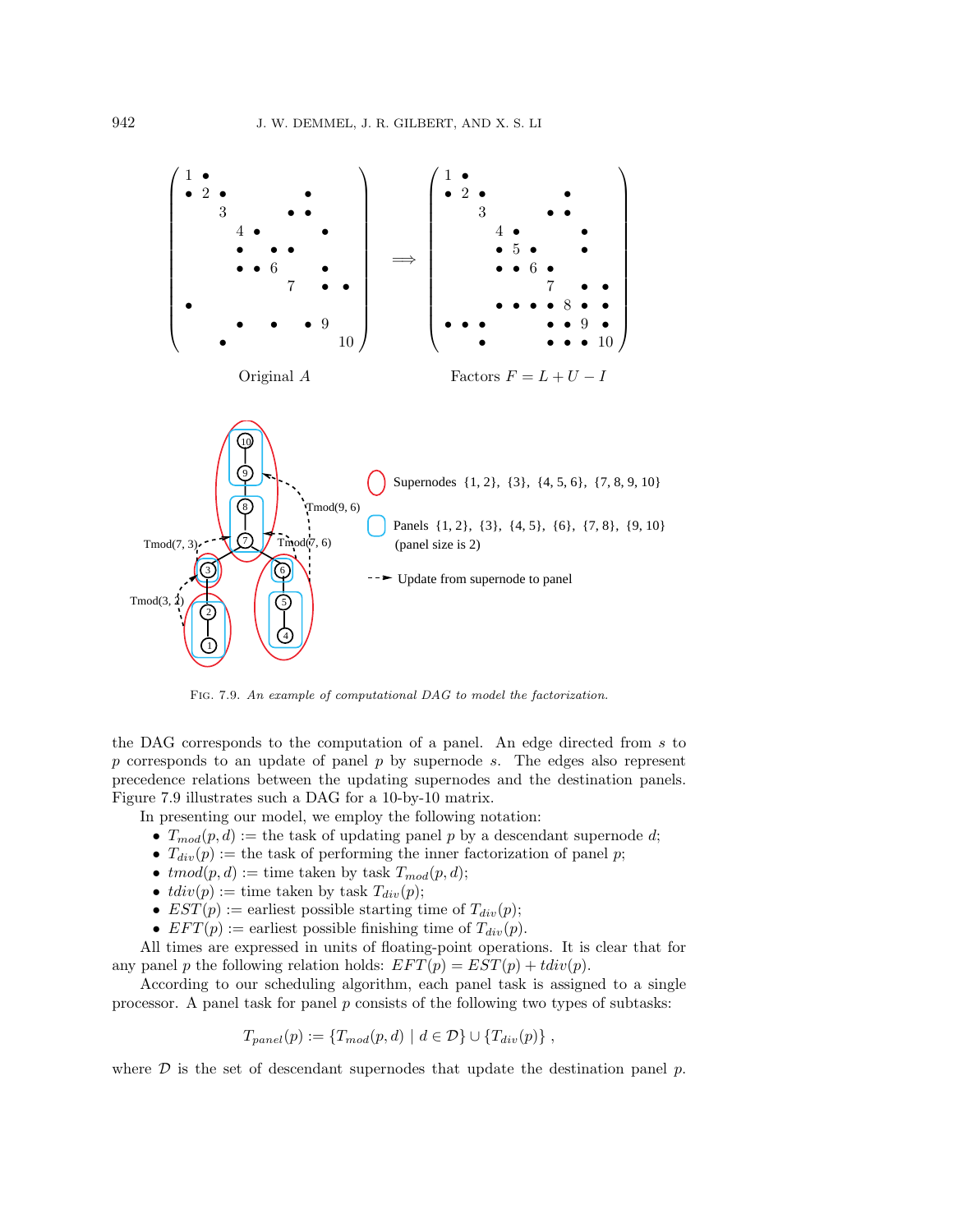Original $A$

Factors $F = L + U - I$

Supernodes {1, 2}, {3}, {4, 5, 6}, {7, 8, 9, 10}

Panels {1, 2}, {3}, {4, 5}, {6}, {7, 8}, {9, 10} (panel size is 2)

Update from supernode to panel

Fig. 7.9. *An example of computational DAG to model the factorization.*

the DAG corresponds to the computation of a panel. An edge directed from $s$ to $p$ corresponds to an update of panel $p$ by supernode $s$. The edges also represent precedence relations between the updating supernodes and the destination panels. Figure 7.9 illustrates such a DAG for a 10-by-10 matrix.

In presenting our model, we employ the following notation:

- $T_{mod}(p, d)$ := the task of updating panel $p$ by a descendant supernode $d$;
- $T_{div}(p)$ := the task of performing the inner factorization of panel $p$;
- $tmod(p, d)$ := time taken by task $T_{mod}(p, d)$;
- $tdiv(p)$ := time taken by task $T_{div}(p)$;
- $EST(p)$ := earliest possible starting time of $T_{div}(p)$;
- $EFT(p)$ := earliest possible finishing time of $T_{div}(p)$.

All times are expressed in units of floating-point operations. It is clear that for any panel $p$ the following relation holds: $EFT(p) = EST(p) + tdiv(p)$.

According to our scheduling algorithm, each panel task is assigned to a single processor. A panel task for panel $p$ consists of the following two types of subtasks:

$$T_{panel}(p) := \{T_{mod}(p, d) \mid d \in \mathcal{D}\} \cup \{T_{div}(p)\} \ ,$$

where $\mathcal{D}$ is the set of descendant supernodes that update the destination panel $p$.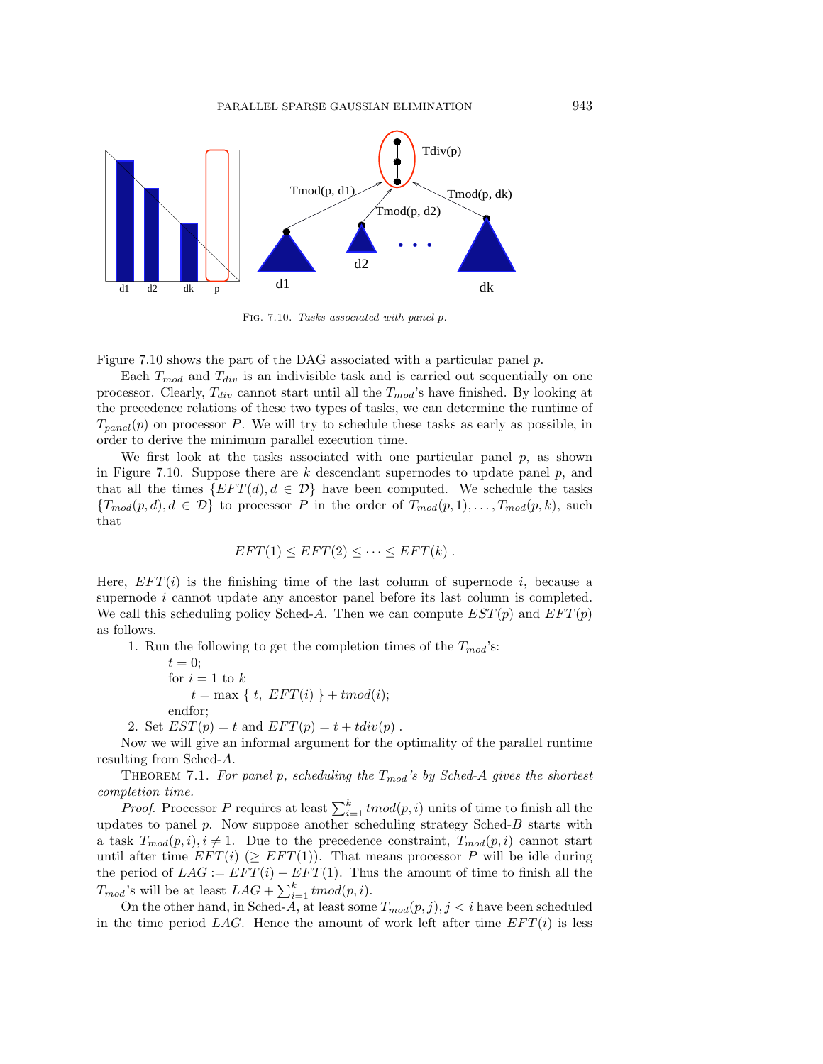FIG. 7.10. *Tasks associated with panel p.*

Figure 7.10 shows the part of the DAG associated with a particular panel $p$.

Each $T_{mod}$ and $T_{div}$ is an indivisible task and is carried out sequentially on one processor. Clearly, $T_{div}$ cannot start until all the $T_{mod}$'s have finished. By looking at the precedence relations of these two types of tasks, we can determine the runtime of $T_{panel}(p)$ on processor $P$. We will try to schedule these tasks as early as possible, in order to derive the minimum parallel execution time.

We first look at the tasks associated with one particular panel $p$, as shown in Figure 7.10. Suppose there are $k$ descendant supernodes to update panel $p$, and that all the times $\{EFT(d), d \in \mathcal{D}\}$ have been computed. We schedule the tasks $\{T_{mod}(p, d), d \in \mathcal{D}\}$ to processor $P$ in the order of $T_{mod}(p, 1), \ldots, T_{mod}(p, k)$, such that

$$EFT(1) \leq EFT(2) \leq \cdots \leq EFT(k) .$$

Here, $EFT(i)$ is the finishing time of the last column of supernode $i$, because a supernode $i$ cannot update any ancestor panel before its last column is completed. We call this scheduling policy Sched-$A$. Then we can compute $EST(p)$ and $EFT(p)$ as follows.

1. Run the following to get the completion times of the $T_{mod}$'s:

   $t = 0$;
   for $i = 1$ to $k$
   $\qquad t = \max\ \{\ t,\ EFT(i)\ \} + tmod(i)$;
   endfor;

2. Set $EST(p) = t$ and $EFT(p) = t + tdiv(p)$ .

Now we will give an informal argument for the optimality of the parallel runtime resulting from Sched-$A$.

THEOREM 7.1. *For panel $p$, scheduling the $T_{mod}$'s by Sched-$A$ gives the shortest completion time.*

*Proof.* Processor $P$ requires at least $\sum_{i=1}^{k} tmod(p, i)$ units of time to finish all the updates to panel $p$. Now suppose another scheduling strategy Sched-$B$ starts with a task $T_{mod}(p, i), i \neq 1$. Due to the precedence constraint, $T_{mod}(p, i)$ cannot start until after time $EFT(i)$ ($\geq EFT(1)$). That means processor $P$ will be idle during the period of $LAG := EFT(i) - EFT(1)$. Thus the amount of time to finish all the $T_{mod}$'s will be at least $LAG + \sum_{i=1}^{k} tmod(p, i)$.

On the other hand, in Sched-$A$, at least some $T_{mod}(p, j), j < i$ have been scheduled in the time period $LAG$. Hence the amount of work left after time $EFT(i)$ is less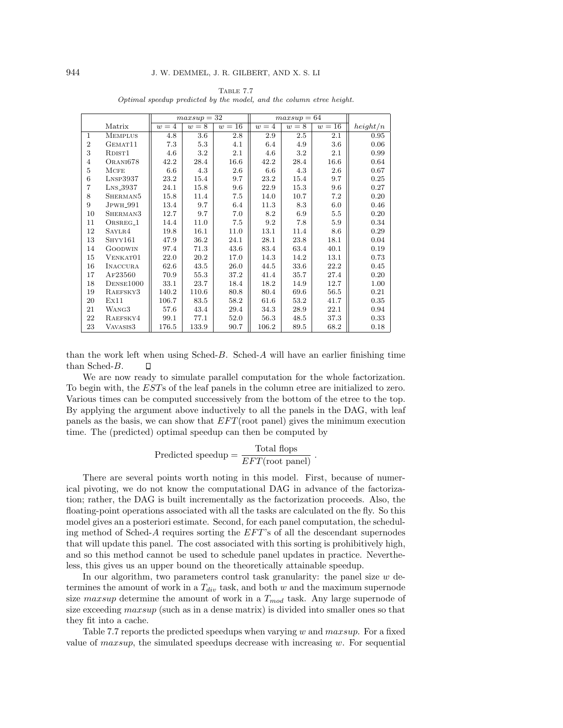TABLE 7.7
*Optimal speedup predicted by the model, and the column etree height.*

| | Matrix | $maxsup = 32$ | | | $maxsup = 64$ | | | |
|---|---|---|---|---|---|---|---|---|
| | | $w = 4$ | $w = 8$ | $w = 16$ | $w = 4$ | $w = 8$ | $w = 16$ | $height/n$ |
| 1 | MEMPLUS | 4.8 | 3.6 | 2.8 | 2.9 | 2.5 | 2.1 | 0.95 |
| 2 | GEMAT11 | 7.3 | 5.3 | 4.1 | 6.4 | 4.9 | 3.6 | 0.06 |
| 3 | RDIST1 | 4.6 | 3.2 | 2.1 | 4.6 | 3.2 | 2.1 | 0.99 |
| 4 | ORANI678 | 42.2 | 28.4 | 16.6 | 42.2 | 28.4 | 16.6 | 0.64 |
| 5 | MCFE | 6.6 | 4.3 | 2.6 | 6.6 | 4.3 | 2.6 | 0.67 |
| 6 | LNSP3937 | 23.2 | 15.4 | 9.7 | 23.2 | 15.4 | 9.7 | 0.25 |
| 7 | LNS_3937 | 24.1 | 15.8 | 9.6 | 22.9 | 15.3 | 9.6 | 0.27 |
| 8 | SHERMAN5 | 15.8 | 11.4 | 7.5 | 14.0 | 10.7 | 7.2 | 0.20 |
| 9 | JPWH_991 | 13.4 | 9.7 | 6.4 | 11.3 | 8.3 | 6.0 | 0.46 |
| 10 | SHERMAN3 | 12.7 | 9.7 | 7.0 | 8.2 | 6.9 | 5.5 | 0.20 |
| 11 | ORSREG_1 | 14.4 | 11.0 | 7.5 | 9.2 | 7.8 | 5.9 | 0.34 |
| 12 | SAYLR4 | 19.8 | 16.1 | 11.0 | 13.1 | 11.4 | 8.6 | 0.29 |
| 13 | SHYY161 | 47.9 | 36.2 | 24.1 | 28.1 | 23.8 | 18.1 | 0.04 |
| 14 | GOODWIN | 97.4 | 71.3 | 43.6 | 83.4 | 63.4 | 40.1 | 0.19 |
| 15 | VENKAT01 | 22.0 | 20.2 | 17.0 | 14.3 | 14.2 | 13.1 | 0.73 |
| 16 | INACCURA | 62.6 | 43.5 | 26.0 | 44.5 | 33.6 | 22.2 | 0.45 |
| 17 | AF23560 | 70.9 | 55.3 | 37.2 | 41.4 | 35.7 | 27.4 | 0.20 |
| 18 | DENSE1000 | 33.1 | 23.7 | 18.4 | 18.2 | 14.9 | 12.7 | 1.00 |
| 19 | RAEFSKY3 | 140.2 | 110.6 | 80.8 | 80.4 | 69.6 | 56.5 | 0.21 |
| 20 | EX11 | 106.7 | 83.5 | 58.2 | 61.6 | 53.2 | 41.7 | 0.35 |
| 21 | WANG3 | 57.6 | 43.4 | 29.4 | 34.3 | 28.9 | 22.1 | 0.94 |
| 22 | RAEFSKY4 | 99.1 | 77.1 | 52.0 | 56.3 | 48.5 | 37.3 | 0.33 |
| 23 | VAVASIS3 | 176.5 | 133.9 | 90.7 | 106.2 | 89.5 | 68.2 | 0.18 |

than the work left when using Sched-$B$. Sched-$A$ will have an earlier finishing time than Sched-$B$. □

We are now ready to simulate parallel computation for the whole factorization. To begin with, the $EST$s of the leaf panels in the column etree are initialized to zero. Various times can be computed successively from the bottom of the etree to the top. By applying the argument above inductively to all the panels in the DAG, with leaf panels as the basis, we can show that $EFT$(root panel) gives the minimum execution time. The (predicted) optimal speedup can then be computed by

$$\text{Predicted speedup} = \frac{\text{Total flops}}{EFT(\text{root panel})} .$$

There are several points worth noting in this model. First, because of numerical pivoting, we do not know the computational DAG in advance of the factorization; rather, the DAG is built incrementally as the factorization proceeds. Also, the floating-point operations associated with all the tasks are calculated on the fly. So this model gives an a posteriori estimate. Second, for each panel computation, the scheduling method of Sched-$A$ requires sorting the $EFT$'s of all the descendant supernodes that will update this panel. The cost associated with this sorting is prohibitively high, and so this method cannot be used to schedule panel updates in practice. Nevertheless, this gives us an upper bound on the theoretically attainable speedup.

In our algorithm, two parameters control task granularity: the panel size $w$ determines the amount of work in a $T_{div}$ task, and both $w$ and the maximum supernode size $maxsup$ determine the amount of work in a $T_{mod}$ task. Any large supernode of size exceeding $maxsup$ (such as in a dense matrix) is divided into smaller ones so that they fit into a cache.

Table 7.7 reports the predicted speedups when varying $w$ and $maxsup$. For a fixed value of $maxsup$, the simulated speedups decrease with increasing $w$. For sequential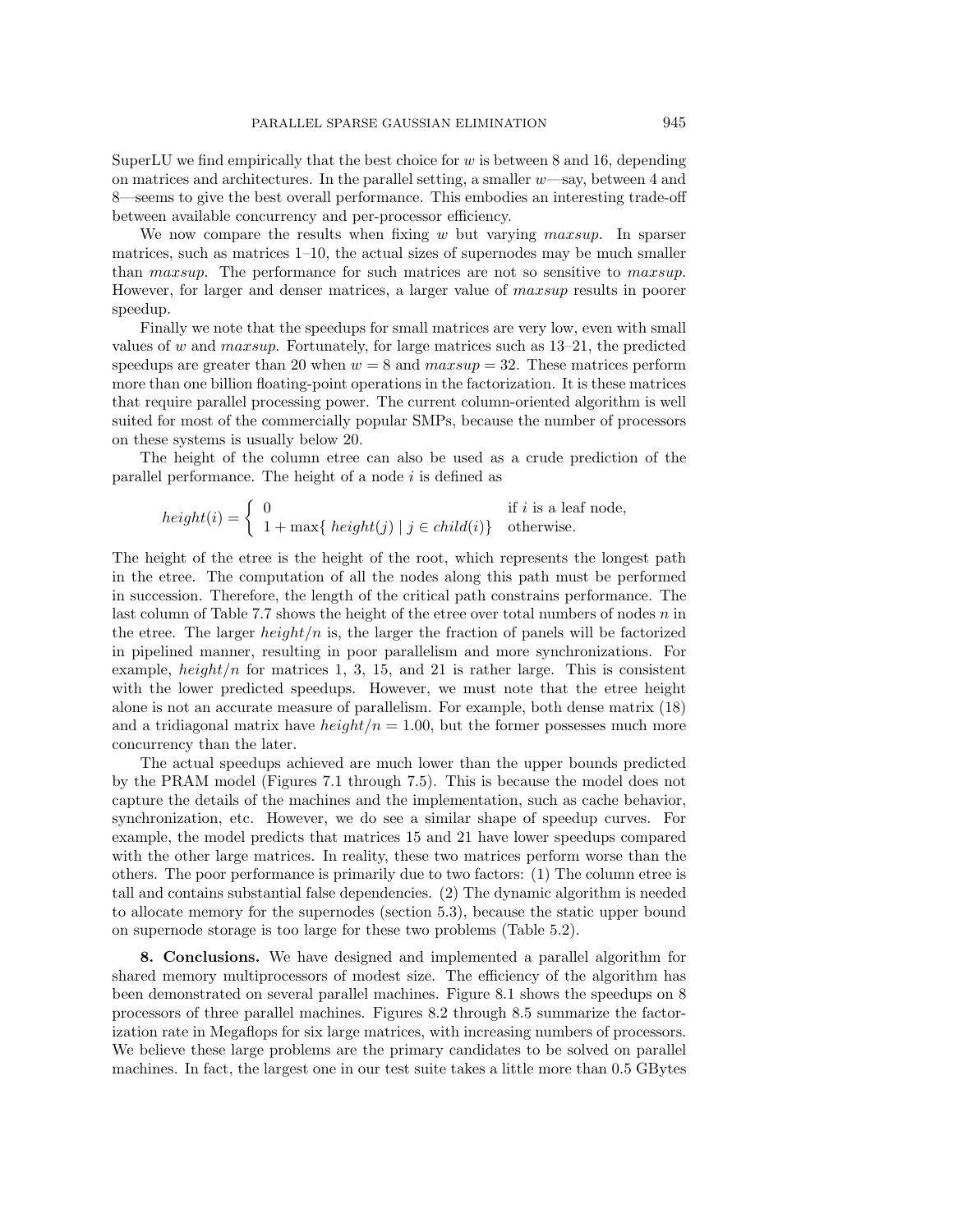SuperLU we find empirically that the best choice for $w$ is between 8 and 16, depending on matrices and architectures. In the parallel setting, a smaller $w$—say, between 4 and 8—seems to give the best overall performance. This embodies an interesting trade-off between available concurrency and per-processor efficiency.

We now compare the results when fixing $w$ but varying $maxsup$. In sparser matrices, such as matrices 1–10, the actual sizes of supernodes may be much smaller than $maxsup$. The performance for such matrices are not so sensitive to $maxsup$. However, for larger and denser matrices, a larger value of $maxsup$ results in poorer speedup.

Finally we note that the speedups for small matrices are very low, even with small values of $w$ and $maxsup$. Fortunately, for large matrices such as 13–21, the predicted speedups are greater than 20 when $w = 8$ and $maxsup = 32$. These matrices perform more than one billion floating-point operations in the factorization. It is these matrices that require parallel processing power. The current column-oriented algorithm is well suited for most of the commercially popular SMPs, because the number of processors on these systems is usually below 20.

The height of the column etree can also be used as a crude prediction of the parallel performance. The height of a node $i$ is defined as

$$height(i) = \begin{cases} 0 & \text{if } i \text{ is a leaf node,} \\ 1 + \max\{\, height(j) \mid j \in child(i)\} & \text{otherwise.} \end{cases}$$

The height of the etree is the height of the root, which represents the longest path in the etree. The computation of all the nodes along this path must be performed in succession. Therefore, the length of the critical path constrains performance. The last column of Table 7.7 shows the height of the etree over total numbers of nodes $n$ in the etree. The larger $height/n$ is, the larger the fraction of panels will be factorized in pipelined manner, resulting in poor parallelism and more synchronizations. For example, $height/n$ for matrices 1, 3, 15, and 21 is rather large. This is consistent with the lower predicted speedups. However, we must note that the etree height alone is not an accurate measure of parallelism. For example, both dense matrix (18) and a tridiagonal matrix have $height/n = 1.00$, but the former possesses much more concurrency than the later.

The actual speedups achieved are much lower than the upper bounds predicted by the PRAM model (Figures 7.1 through 7.5). This is because the model does not capture the details of the machines and the implementation, such as cache behavior, synchronization, etc. However, we do see a similar shape of speedup curves. For example, the model predicts that matrices 15 and 21 have lower speedups compared with the other large matrices. In reality, these two matrices perform worse than the others. The poor performance is primarily due to two factors: (1) The column etree is tall and contains substantial false dependencies. (2) The dynamic algorithm is needed to allocate memory for the supernodes (section 5.3), because the static upper bound on supernode storage is too large for these two problems (Table 5.2).

**8. Conclusions.** We have designed and implemented a parallel algorithm for shared memory multiprocessors of modest size. The efficiency of the algorithm has been demonstrated on several parallel machines. Figure 8.1 shows the speedups on 8 processors of three parallel machines. Figures 8.2 through 8.5 summarize the factorization rate in Megaflops for six large matrices, with increasing numbers of processors. We believe these large problems are the primary candidates to be solved on parallel machines. In fact, the largest one in our test suite takes a little more than 0.5 GBytes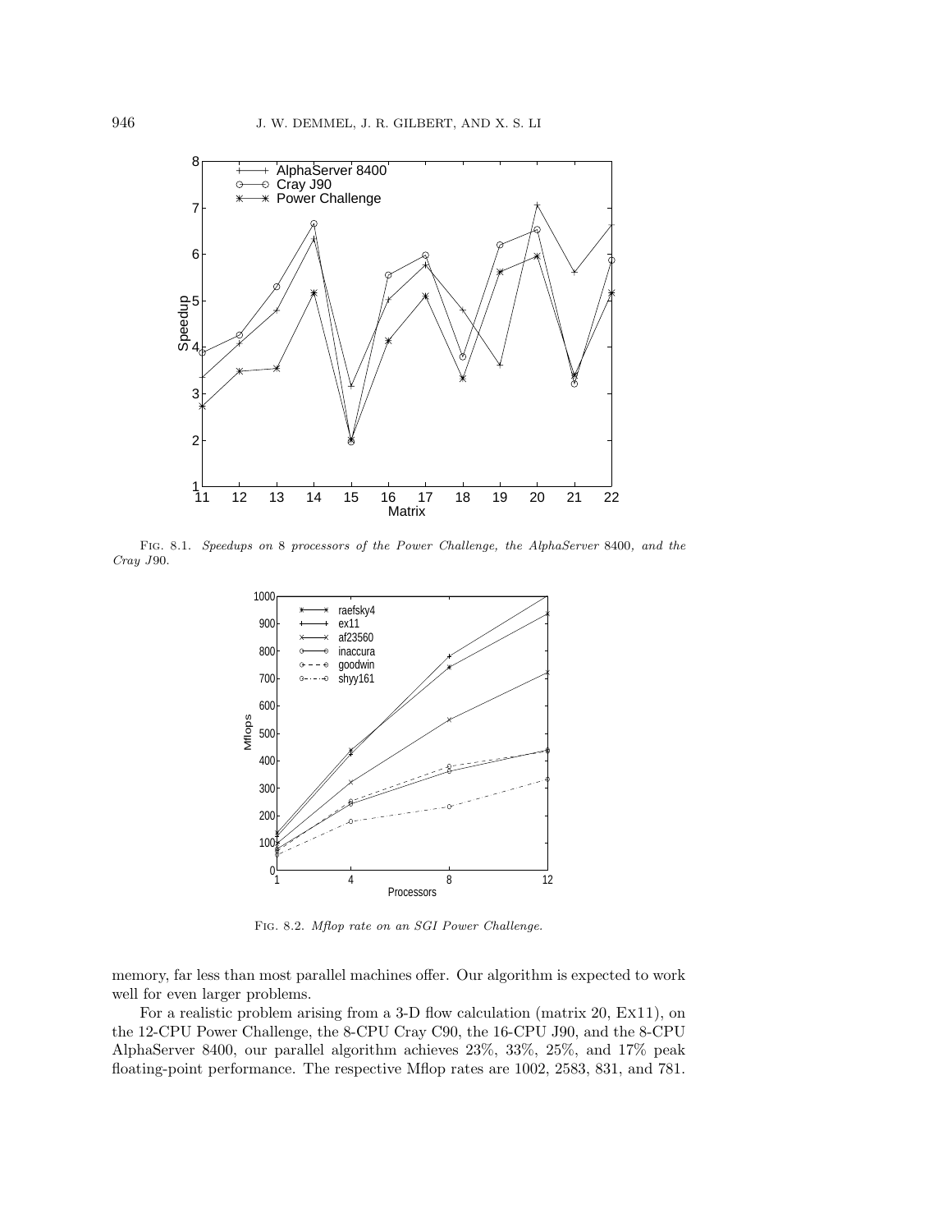Fig. 8.1. *Speedups on* 8 *processors of the Power Challenge, the AlphaServer* 8400*, and the Cray J*90*.*

Fig. 8.2. *Mflop rate on an SGI Power Challenge.*

memory, far less than most parallel machines offer. Our algorithm is expected to work well for even larger problems.

For a realistic problem arising from a 3-D flow calculation (matrix 20, Ex11), on the 12-CPU Power Challenge, the 8-CPU Cray C90, the 16-CPU J90, and the 8-CPU AlphaServer 8400, our parallel algorithm achieves 23%, 33%, 25%, and 17% peak floating-point performance. The respective Mflop rates are 1002, 2583, 831, and 781.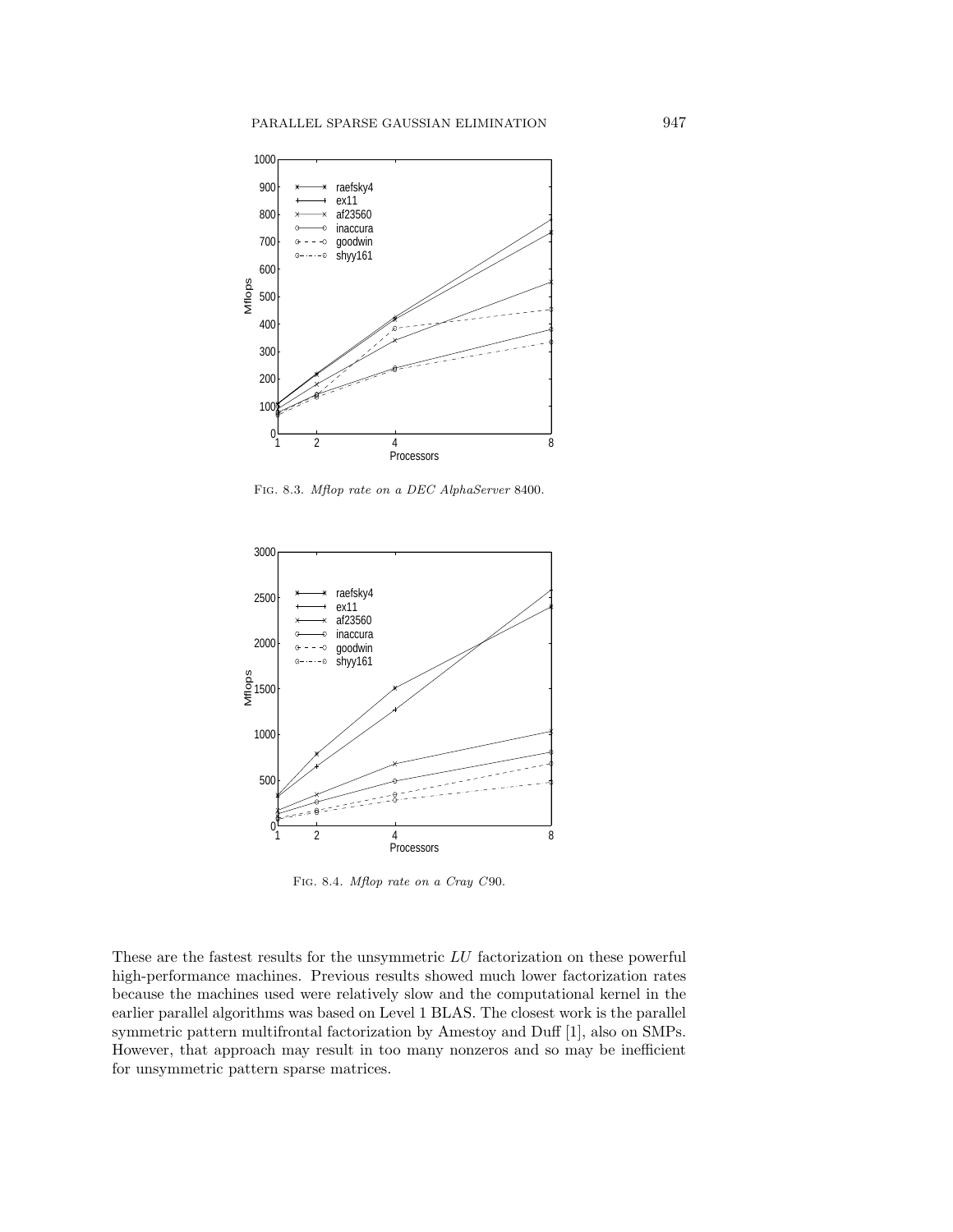Fig. 8.3. *Mflop rate on a DEC AlphaServer* 8400.

Fig. 8.4. *Mflop rate on a Cray C*90.

These are the fastest results for the unsymmetric $LU$ factorization on these powerful high-performance machines. Previous results showed much lower factorization rates because the machines used were relatively slow and the computational kernel in the earlier parallel algorithms was based on Level 1 BLAS. The closest work is the parallel symmetric pattern multifrontal factorization by Amestoy and Duff [1], also on SMPs. However, that approach may result in too many nonzeros and so may be inefficient for unsymmetric pattern sparse matrices.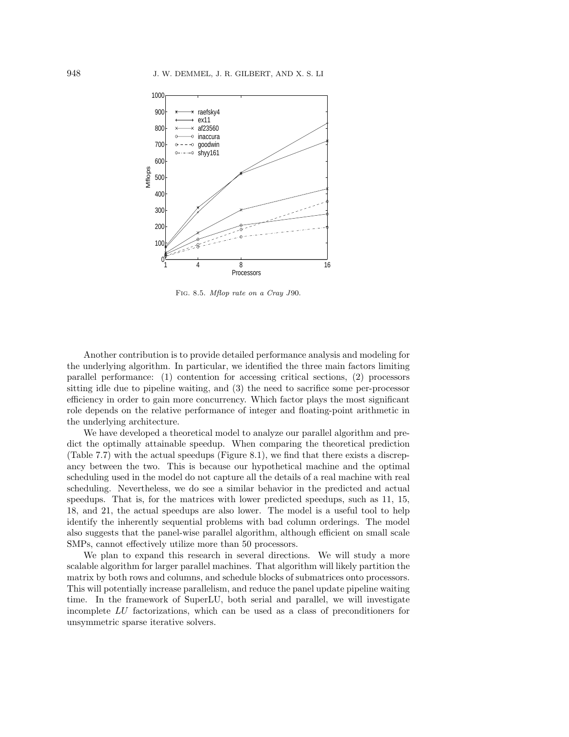FIG. 8.5. *Mflop rate on a Cray J90.*

Another contribution is to provide detailed performance analysis and modeling for the underlying algorithm. In particular, we identified the three main factors limiting parallel performance: (1) contention for accessing critical sections, (2) processors sitting idle due to pipeline waiting, and (3) the need to sacrifice some per-processor efficiency in order to gain more concurrency. Which factor plays the most significant role depends on the relative performance of integer and floating-point arithmetic in the underlying architecture.

We have developed a theoretical model to analyze our parallel algorithm and predict the optimally attainable speedup. When comparing the theoretical prediction (Table 7.7) with the actual speedups (Figure 8.1), we find that there exists a discrepancy between the two. This is because our hypothetical machine and the optimal scheduling used in the model do not capture all the details of a real machine with real scheduling. Nevertheless, we do see a similar behavior in the predicted and actual speedups. That is, for the matrices with lower predicted speedups, such as 11, 15, 18, and 21, the actual speedups are also lower. The model is a useful tool to help identify the inherently sequential problems with bad column orderings. The model also suggests that the panel-wise parallel algorithm, although efficient on small scale SMPs, cannot effectively utilize more than 50 processors.

We plan to expand this research in several directions. We will study a more scalable algorithm for larger parallel machines. That algorithm will likely partition the matrix by both rows and columns, and schedule blocks of submatrices onto processors. This will potentially increase parallelism, and reduce the panel update pipeline waiting time. In the framework of SuperLU, both serial and parallel, we will investigate incomplete *LU* factorizations, which can be used as a class of preconditioners for unsymmetric sparse iterative solvers.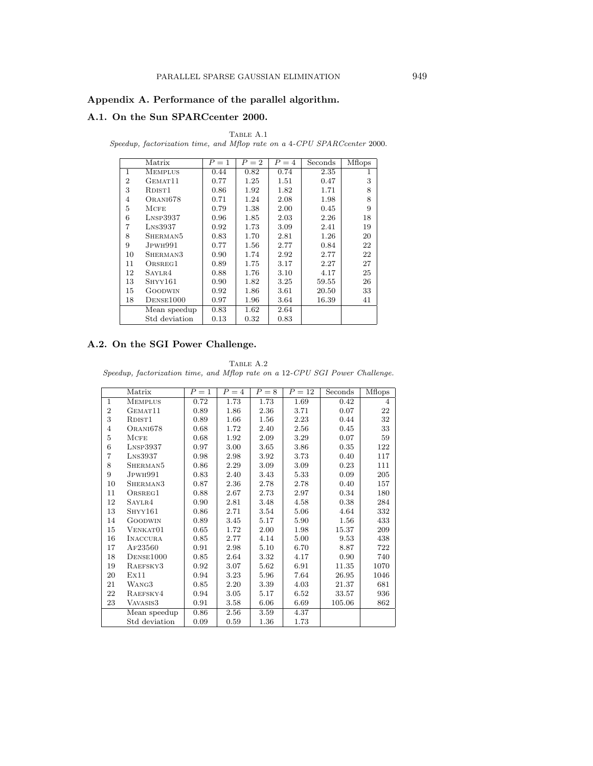## Appendix A. Performance of the parallel algorithm.

### A.1. On the Sun SPARCcenter 2000.

TABLE A.1
*Speedup, factorization time, and Mflop rate on a 4-CPU SPARCcenter 2000.*

| | Matrix | $P = 1$ | $P = 2$ | $P = 4$ | Seconds | Mflops |
|---|---|---|---|---|---|---|
| 1 | MEMPLUS | 0.44 | 0.82 | 0.74 | 2.35 | 1 |
| 2 | GEMAT11 | 0.77 | 1.25 | 1.51 | 0.47 | 3 |
| 3 | RDIST1 | 0.86 | 1.92 | 1.82 | 1.71 | 8 |
| 4 | ORANI678 | 0.71 | 1.24 | 2.08 | 1.98 | 8 |
| 5 | MCFE | 0.79 | 1.38 | 2.00 | 0.45 | 9 |
| 6 | LNSP3937 | 0.96 | 1.85 | 2.03 | 2.26 | 18 |
| 7 | LNS3937 | 0.92 | 1.73 | 3.09 | 2.41 | 19 |
| 8 | SHERMAN5 | 0.83 | 1.70 | 2.81 | 1.26 | 20 |
| 9 | JPWH991 | 0.77 | 1.56 | 2.77 | 0.84 | 22 |
| 10 | SHERMAN3 | 0.90 | 1.74 | 2.92 | 2.77 | 22 |
| 11 | ORSREG1 | 0.89 | 1.75 | 3.17 | 2.27 | 27 |
| 12 | SAYLR4 | 0.88 | 1.76 | 3.10 | 4.17 | 25 |
| 13 | SHYY161 | 0.90 | 1.82 | 3.25 | 59.55 | 26 |
| 15 | GOODWIN | 0.92 | 1.86 | 3.61 | 20.50 | 33 |
| 18 | DENSE1000 | 0.97 | 1.96 | 3.64 | 16.39 | 41 |
| | Mean speedup | 0.83 | 1.62 | 2.64 | | |
| | Std deviation | 0.13 | 0.32 | 0.83 | | |

### A.2. On the SGI Power Challenge.

TABLE A.2
*Speedup, factorization time, and Mflop rate on a 12-CPU SGI Power Challenge.*

| | Matrix | $P = 1$ | $P = 4$ | $P = 8$ | $P = 12$ | Seconds | Mflops |
|---|---|---|---|---|---|---|---|
| 1 | MEMPLUS | 0.72 | 1.73 | 1.73 | 1.69 | 0.42 | 4 |
| 2 | GEMAT11 | 0.89 | 1.86 | 2.36 | 3.71 | 0.07 | 22 |
| 3 | RDIST1 | 0.89 | 1.66 | 1.56 | 2.23 | 0.44 | 32 |
| 4 | ORANI678 | 0.68 | 1.72 | 2.40 | 2.56 | 0.45 | 33 |
| 5 | MCFE | 0.68 | 1.92 | 2.09 | 3.29 | 0.07 | 59 |
| 6 | LNSP3937 | 0.97 | 3.00 | 3.65 | 3.86 | 0.35 | 122 |
| 7 | LNS3937 | 0.98 | 2.98 | 3.92 | 3.73 | 0.40 | 117 |
| 8 | SHERMAN5 | 0.86 | 2.29 | 3.09 | 3.09 | 0.23 | 111 |
| 9 | JPWH991 | 0.83 | 2.40 | 3.43 | 5.33 | 0.09 | 205 |
| 10 | SHERMAN3 | 0.87 | 2.36 | 2.78 | 2.78 | 0.40 | 157 |
| 11 | ORSREG1 | 0.88 | 2.67 | 2.73 | 2.97 | 0.34 | 180 |
| 12 | SAYLR4 | 0.90 | 2.81 | 3.48 | 4.58 | 0.38 | 284 |
| 13 | SHYY161 | 0.86 | 2.71 | 3.54 | 5.06 | 4.64 | 332 |
| 14 | GOODWIN | 0.89 | 3.45 | 5.17 | 5.90 | 1.56 | 433 |
| 15 | VENKAT01 | 0.65 | 1.72 | 2.00 | 1.98 | 15.37 | 209 |
| 16 | INACCURA | 0.85 | 2.77 | 4.14 | 5.00 | 9.53 | 438 |
| 17 | AF23560 | 0.91 | 2.98 | 5.10 | 6.70 | 8.87 | 722 |
| 18 | DENSE1000 | 0.85 | 2.64 | 3.32 | 4.17 | 0.90 | 740 |
| 19 | RAEFSKY3 | 0.92 | 3.07 | 5.62 | 6.91 | 11.35 | 1070 |
| 20 | EX11 | 0.94 | 3.23 | 5.96 | 7.64 | 26.95 | 1046 |
| 21 | WANG3 | 0.85 | 2.20 | 3.39 | 4.03 | 21.37 | 681 |
| 22 | RAEFSKY4 | 0.94 | 3.05 | 5.17 | 6.52 | 33.57 | 936 |
| 23 | VAVASIS3 | 0.91 | 3.58 | 6.06 | 6.69 | 105.06 | 862 |
| | Mean speedup | 0.86 | 2.56 | 3.59 | 4.37 | | |
| | Std deviation | 0.09 | 0.59 | 1.36 | 1.73 | | |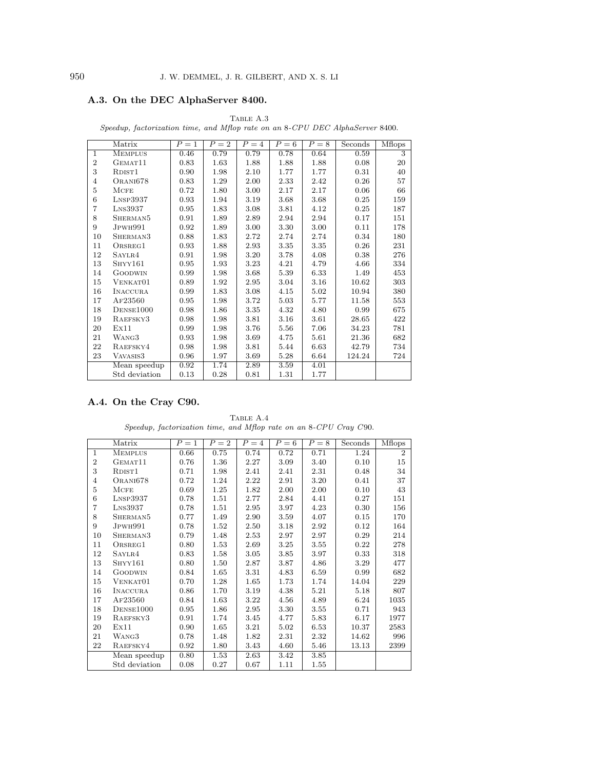### A.3. On the DEC AlphaServer 8400.

Table A.3
*Speedup, factorization time, and Mflop rate on an 8-CPU DEC AlphaServer 8400.*

| | Matrix | $P=1$ | $P=2$ | $P=4$ | $P=6$ | $P=8$ | Seconds | Mflops |
|---|---|---|---|---|---|---|---|---|
| 1 | Memplus | 0.46 | 0.79 | 0.79 | 0.78 | 0.64 | 0.59 | 3 |
| 2 | Gemat11 | 0.83 | 1.63 | 1.88 | 1.88 | 1.88 | 0.08 | 20 |
| 3 | Rdist1 | 0.90 | 1.98 | 2.10 | 1.77 | 1.77 | 0.31 | 40 |
| 4 | Orani678 | 0.83 | 1.29 | 2.00 | 2.33 | 2.42 | 0.26 | 57 |
| 5 | Mcfe | 0.72 | 1.80 | 3.00 | 2.17 | 2.17 | 0.06 | 66 |
| 6 | Lnsp3937 | 0.93 | 1.94 | 3.19 | 3.68 | 3.68 | 0.25 | 159 |
| 7 | Lns3937 | 0.95 | 1.83 | 3.08 | 3.81 | 4.12 | 0.25 | 187 |
| 8 | Sherman5 | 0.91 | 1.89 | 2.89 | 2.94 | 2.94 | 0.17 | 151 |
| 9 | Jpwh991 | 0.92 | 1.89 | 3.00 | 3.30 | 3.00 | 0.11 | 178 |
| 10 | Sherman3 | 0.88 | 1.83 | 2.72 | 2.74 | 2.74 | 0.34 | 180 |
| 11 | Orsreg1 | 0.93 | 1.88 | 2.93 | 3.35 | 3.35 | 0.26 | 231 |
| 12 | Saylr4 | 0.91 | 1.98 | 3.20 | 3.78 | 4.08 | 0.38 | 276 |
| 13 | Shyy161 | 0.95 | 1.93 | 3.23 | 4.21 | 4.79 | 4.66 | 334 |
| 14 | Goodwin | 0.99 | 1.98 | 3.68 | 5.39 | 6.33 | 1.49 | 453 |
| 15 | Venkat01 | 0.89 | 1.92 | 2.95 | 3.04 | 3.16 | 10.62 | 303 |
| 16 | Inaccura | 0.99 | 1.83 | 3.08 | 4.15 | 5.02 | 10.94 | 380 |
| 17 | Af23560 | 0.95 | 1.98 | 3.72 | 5.03 | 5.77 | 11.58 | 553 |
| 18 | Dense1000 | 0.98 | 1.86 | 3.35 | 4.32 | 4.80 | 0.99 | 675 |
| 19 | Raefsky3 | 0.98 | 1.98 | 3.81 | 3.16 | 3.61 | 28.65 | 422 |
| 20 | Ex11 | 0.99 | 1.98 | 3.76 | 5.56 | 7.06 | 34.23 | 781 |
| 21 | Wang3 | 0.93 | 1.98 | 3.69 | 4.75 | 5.61 | 21.36 | 682 |
| 22 | Raefsky4 | 0.98 | 1.98 | 3.81 | 5.44 | 6.63 | 42.79 | 734 |
| 23 | Vavasis3 | 0.96 | 1.97 | 3.69 | 5.28 | 6.64 | 124.24 | 724 |
| | Mean speedup | 0.92 | 1.74 | 2.89 | 3.59 | 4.01 | | |
| | Std deviation | 0.13 | 0.28 | 0.81 | 1.31 | 1.77 | | |

### A.4. On the Cray C90.

Table A.4
*Speedup, factorization time, and Mflop rate on an 8-CPU Cray C90.*

| | Matrix | $P=1$ | $P=2$ | $P=4$ | $P=6$ | $P=8$ | Seconds | Mflops |
|---|---|---|---|---|---|---|---|---|
| 1 | Memplus | 0.66 | 0.75 | 0.74 | 0.72 | 0.71 | 1.24 | 2 |
| 2 | Gemat11 | 0.76 | 1.36 | 2.27 | 3.09 | 3.40 | 0.10 | 15 |
| 3 | Rdist1 | 0.71 | 1.98 | 2.41 | 2.41 | 2.31 | 0.48 | 34 |
| 4 | Orani678 | 0.72 | 1.24 | 2.22 | 2.91 | 3.20 | 0.41 | 37 |
| 5 | Mcfe | 0.69 | 1.25 | 1.82 | 2.00 | 2.00 | 0.10 | 43 |
| 6 | Lnsp3937 | 0.78 | 1.51 | 2.77 | 2.84 | 4.41 | 0.27 | 151 |
| 7 | Lns3937 | 0.78 | 1.51 | 2.95 | 3.97 | 4.23 | 0.30 | 156 |
| 8 | Sherman5 | 0.77 | 1.49 | 2.90 | 3.59 | 4.07 | 0.15 | 170 |
| 9 | Jpwh991 | 0.78 | 1.52 | 2.50 | 3.18 | 2.92 | 0.12 | 164 |
| 10 | Sherman3 | 0.79 | 1.48 | 2.53 | 2.97 | 2.97 | 0.29 | 214 |
| 11 | Orsreg1 | 0.80 | 1.53 | 2.69 | 3.25 | 3.55 | 0.22 | 278 |
| 12 | Saylr4 | 0.83 | 1.58 | 3.05 | 3.85 | 3.97 | 0.33 | 318 |
| 13 | Shyy161 | 0.80 | 1.50 | 2.87 | 3.87 | 4.86 | 3.29 | 477 |
| 14 | Goodwin | 0.84 | 1.65 | 3.31 | 4.83 | 6.59 | 0.99 | 682 |
| 15 | Venkat01 | 0.70 | 1.28 | 1.65 | 1.73 | 1.74 | 14.04 | 229 |
| 16 | Inaccura | 0.86 | 1.70 | 3.19 | 4.38 | 5.21 | 5.18 | 807 |
| 17 | Af23560 | 0.84 | 1.63 | 3.22 | 4.56 | 4.89 | 6.24 | 1035 |
| 18 | Dense1000 | 0.95 | 1.86 | 2.95 | 3.30 | 3.55 | 0.71 | 943 |
| 19 | Raefsky3 | 0.91 | 1.74 | 3.45 | 4.77 | 5.83 | 6.17 | 1977 |
| 20 | Ex11 | 0.90 | 1.65 | 3.21 | 5.02 | 6.53 | 10.37 | 2583 |
| 21 | Wang3 | 0.78 | 1.48 | 1.82 | 2.31 | 2.32 | 14.62 | 996 |
| 22 | Raefsky4 | 0.92 | 1.80 | 3.43 | 4.60 | 5.46 | 13.13 | 2399 |
| | Mean speedup | 0.80 | 1.53 | 2.63 | 3.42 | 3.85 | | |
| | Std deviation | 0.08 | 0.27 | 0.67 | 1.11 | 1.55 | | |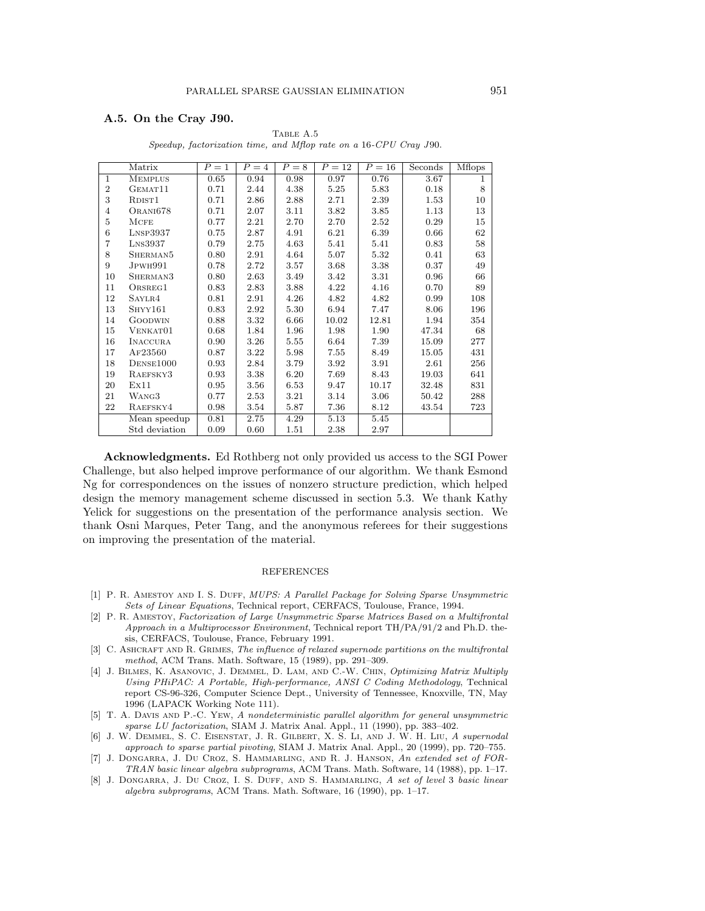### A.5. On the Cray J90.

TABLE A.5
*Speedup, factorization time, and Mflop rate on a 16-CPU Cray J90.*

| | Matrix | $P = 1$ | $P = 4$ | $P = 8$ | $P = 12$ | $P = 16$ | Seconds | Mflops |
|---|---|---|---|---|---|---|---|---|
| 1 | MEMPLUS | 0.65 | 0.94 | 0.98 | 0.97 | 0.76 | 3.67 | 1 |
| 2 | GEMAT11 | 0.71 | 2.44 | 4.38 | 5.25 | 5.83 | 0.18 | 8 |
| 3 | RDIST1 | 0.71 | 2.86 | 2.88 | 2.71 | 2.39 | 1.53 | 10 |
| 4 | ORANI678 | 0.71 | 2.07 | 3.11 | 3.82 | 3.85 | 1.13 | 13 |
| 5 | MCFE | 0.77 | 2.21 | 2.70 | 2.70 | 2.52 | 0.29 | 15 |
| 6 | LNSP3937 | 0.75 | 2.87 | 4.91 | 6.21 | 6.39 | 0.66 | 62 |
| 7 | LNS3937 | 0.79 | 2.75 | 4.63 | 5.41 | 5.41 | 0.83 | 58 |
| 8 | SHERMAN5 | 0.80 | 2.91 | 4.64 | 5.07 | 5.32 | 0.41 | 63 |
| 9 | JPWH991 | 0.78 | 2.72 | 3.57 | 3.68 | 3.38 | 0.37 | 49 |
| 10 | SHERMAN3 | 0.80 | 2.63 | 3.49 | 3.42 | 3.31 | 0.96 | 66 |
| 11 | ORSREG1 | 0.83 | 2.83 | 3.88 | 4.22 | 4.16 | 0.70 | 89 |
| 12 | SAYLR4 | 0.81 | 2.91 | 4.26 | 4.82 | 4.82 | 0.99 | 108 |
| 13 | SHYY161 | 0.83 | 2.92 | 5.30 | 6.94 | 7.47 | 8.06 | 196 |
| 14 | GOODWIN | 0.88 | 3.32 | 6.66 | 10.02 | 12.81 | 1.94 | 354 |
| 15 | VENKAT01 | 0.68 | 1.84 | 1.96 | 1.98 | 1.90 | 47.34 | 68 |
| 16 | INACCURA | 0.90 | 3.26 | 5.55 | 6.64 | 7.39 | 15.09 | 277 |
| 17 | AF23560 | 0.87 | 3.22 | 5.98 | 7.55 | 8.49 | 15.05 | 431 |
| 18 | DENSE1000 | 0.93 | 2.84 | 3.79 | 3.92 | 3.91 | 2.61 | 256 |
| 19 | RAEFSKY3 | 0.93 | 3.38 | 6.20 | 7.69 | 8.43 | 19.03 | 641 |
| 20 | EX11 | 0.95 | 3.56 | 6.53 | 9.47 | 10.17 | 32.48 | 831 |
| 21 | WANG3 | 0.77 | 2.53 | 3.21 | 3.14 | 3.06 | 50.42 | 288 |
| 22 | RAEFSKY4 | 0.98 | 3.54 | 5.87 | 7.36 | 8.12 | 43.54 | 723 |
| | Mean speedup | 0.81 | 2.75 | 4.29 | 5.13 | 5.45 | | |
| | Std deviation | 0.09 | 0.60 | 1.51 | 2.38 | 2.97 | | |

**Acknowledgments.** Ed Rothberg not only provided us access to the SGI Power Challenge, but also helped improve performance of our algorithm. We thank Esmond Ng for correspondences on the issues of nonzero structure prediction, which helped design the memory management scheme discussed in section 5.3. We thank Kathy Yelick for suggestions on the presentation of the performance analysis section. We thank Osni Marques, Peter Tang, and the anonymous referees for their suggestions on improving the presentation of the material.

## REFERENCES

[1] P. R. AMESTOY AND I. S. DUFF, *MUPS: A Parallel Package for Solving Sparse Unsymmetric Sets of Linear Equations*, Technical report, CERFACS, Toulouse, France, 1994.

[2] P. R. AMESTOY, *Factorization of Large Unsymmetric Sparse Matrices Based on a Multifrontal Approach in a Multiprocessor Environment*, Technical report TH/PA/91/2 and Ph.D. thesis, CERFACS, Toulouse, France, February 1991.

[3] C. ASHCRAFT AND R. GRIMES, *The influence of relaxed supernode partitions on the multifrontal method*, ACM Trans. Math. Software, 15 (1989), pp. 291–309.

[4] J. BILMES, K. ASANOVIC, J. DEMMEL, D. LAM, AND C.-W. CHIN, *Optimizing Matrix Multiply Using PHiPAC: A Portable, High-performance, ANSI C Coding Methodology*, Technical report CS-96-326, Computer Science Dept., University of Tennessee, Knoxville, TN, May 1996 (LAPACK Working Note 111).

[5] T. A. DAVIS AND P.-C. YEW, *A nondeterministic parallel algorithm for general unsymmetric sparse LU factorization*, SIAM J. Matrix Anal. Appl., 11 (1990), pp. 383–402.

[6] J. W. DEMMEL, S. C. EISENSTAT, J. R. GILBERT, X. S. LI, AND J. W. H. LIU, *A supernodal approach to sparse partial pivoting*, SIAM J. Matrix Anal. Appl., 20 (1999), pp. 720–755.

[7] J. DONGARRA, J. DU CROZ, S. HAMMARLING, AND R. J. HANSON, *An extended set of FORTRAN basic linear algebra subprograms*, ACM Trans. Math. Software, 14 (1988), pp. 1–17.

[8] J. DONGARRA, J. DU CROZ, I. S. DUFF, AND S. HAMMARLING, *A set of level 3 basic linear algebra subprograms*, ACM Trans. Math. Software, 16 (1990), pp. 1–17.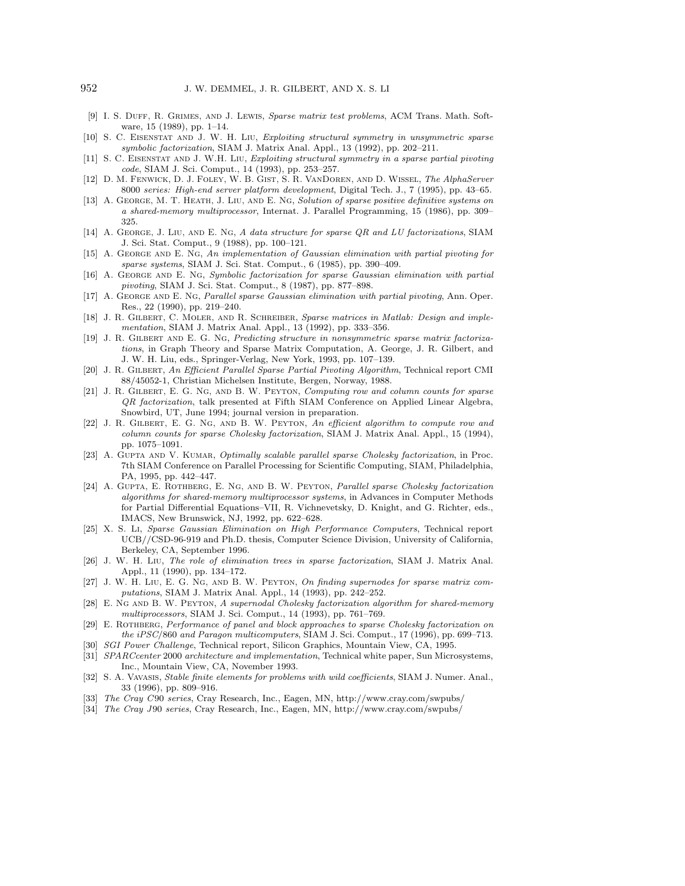[9] I. S. Duff, R. Grimes, and J. Lewis, *Sparse matrix test problems*, ACM Trans. Math. Software, 15 (1989), pp. 1–14.

[10] S. C. Eisenstat and J. W. H. Liu, *Exploiting structural symmetry in unsymmetric sparse symbolic factorization*, SIAM J. Matrix Anal. Appl., 13 (1992), pp. 202–211.

[11] S. C. Eisenstat and J. W.H. Liu, *Exploiting structural symmetry in a sparse partial pivoting code*, SIAM J. Sci. Comput., 14 (1993), pp. 253–257.

[12] D. M. Fenwick, D. J. Foley, W. B. Gist, S. R. VanDoren, and D. Wissel, *The AlphaServer 8000 series: High-end server platform development*, Digital Tech. J., 7 (1995), pp. 43–65.

[13] A. George, M. T. Heath, J. Liu, and E. Ng, *Solution of sparse positive definitive systems on a shared-memory multiprocessor*, Internat. J. Parallel Programming, 15 (1986), pp. 309–325.

[14] A. George, J. Liu, and E. Ng, *A data structure for sparse QR and LU factorizations*, SIAM J. Sci. Stat. Comput., 9 (1988), pp. 100–121.

[15] A. George and E. Ng, *An implementation of Gaussian elimination with partial pivoting for sparse systems*, SIAM J. Sci. Stat. Comput., 6 (1985), pp. 390–409.

[16] A. George and E. Ng, *Symbolic factorization for sparse Gaussian elimination with partial pivoting*, SIAM J. Sci. Stat. Comput., 8 (1987), pp. 877–898.

[17] A. George and E. Ng, *Parallel sparse Gaussian elimination with partial pivoting*, Ann. Oper. Res., 22 (1990), pp. 219–240.

[18] J. R. Gilbert, C. Moler, and R. Schreiber, *Sparse matrices in Matlab: Design and implementation*, SIAM J. Matrix Anal. Appl., 13 (1992), pp. 333–356.

[19] J. R. Gilbert and E. G. Ng, *Predicting structure in nonsymmetric sparse matrix factorizations*, in Graph Theory and Sparse Matrix Computation, A. George, J. R. Gilbert, and J. W. H. Liu, eds., Springer-Verlag, New York, 1993, pp. 107–139.

[20] J. R. Gilbert, *An Efficient Parallel Sparse Partial Pivoting Algorithm*, Technical report CMI 88/45052-1, Christian Michelsen Institute, Bergen, Norway, 1988.

[21] J. R. Gilbert, E. G. Ng, and B. W. Peyton, *Computing row and column counts for sparse QR factorization*, talk presented at Fifth SIAM Conference on Applied Linear Algebra, Snowbird, UT, June 1994; journal version in preparation.

[22] J. R. Gilbert, E. G. Ng, and B. W. Peyton, *An efficient algorithm to compute row and column counts for sparse Cholesky factorization*, SIAM J. Matrix Anal. Appl., 15 (1994), pp. 1075–1091.

[23] A. Gupta and V. Kumar, *Optimally scalable parallel sparse Cholesky factorization*, in Proc. 7th SIAM Conference on Parallel Processing for Scientific Computing, SIAM, Philadelphia, PA, 1995, pp. 442–447.

[24] A. Gupta, E. Rothberg, E. Ng, and B. W. Peyton, *Parallel sparse Cholesky factorization algorithms for shared-memory multiprocessor systems*, in Advances in Computer Methods for Partial Differential Equations–VII, R. Vichnevetsky, D. Knight, and G. Richter, eds., IMACS, New Brunswick, NJ, 1992, pp. 622–628.

[25] X. S. Li, *Sparse Gaussian Elimination on High Performance Computers*, Technical report UCB//CSD-96-919 and Ph.D. thesis, Computer Science Division, University of California, Berkeley, CA, September 1996.

[26] J. W. H. Liu, *The role of elimination trees in sparse factorization*, SIAM J. Matrix Anal. Appl., 11 (1990), pp. 134–172.

[27] J. W. H. Liu, E. G. Ng, and B. W. Peyton, *On finding supernodes for sparse matrix computations*, SIAM J. Matrix Anal. Appl., 14 (1993), pp. 242–252.

[28] E. Ng and B. W. Peyton, *A supernodal Cholesky factorization algorithm for shared-memory multiprocessors*, SIAM J. Sci. Comput., 14 (1993), pp. 761–769.

[29] E. Rothberg, *Performance of panel and block approaches to sparse Cholesky factorization on the iPSC/860 and Paragon multicomputers*, SIAM J. Sci. Comput., 17 (1996), pp. 699–713.

[30] *SGI Power Challenge*, Technical report, Silicon Graphics, Mountain View, CA, 1995.

[31] *SPARCcenter 2000 architecture and implementation*, Technical white paper, Sun Microsystems, Inc., Mountain View, CA, November 1993.

[32] S. A. Vavasis, *Stable finite elements for problems with wild coefficients*, SIAM J. Numer. Anal., 33 (1996), pp. 809–916.

[33] *The Cray C90 series*, Cray Research, Inc., Eagen, MN, http://www.cray.com/swpubs/

[34] *The Cray J90 series*, Cray Research, Inc., Eagen, MN, http://www.cray.com/swpubs/